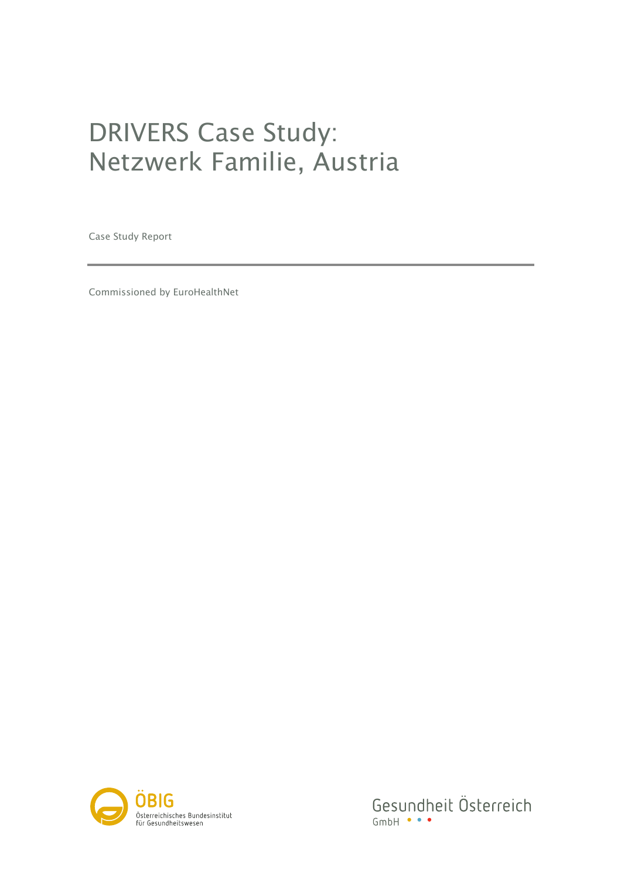# DRIVERS Case Study: Netzwerk Familie, Austria

Case Study Report

Commissioned by EuroHealthNet

ÖBIG
Österreichisches Bundesinstitut für Gesundheitswesen

Gesundheit Österreich GmbH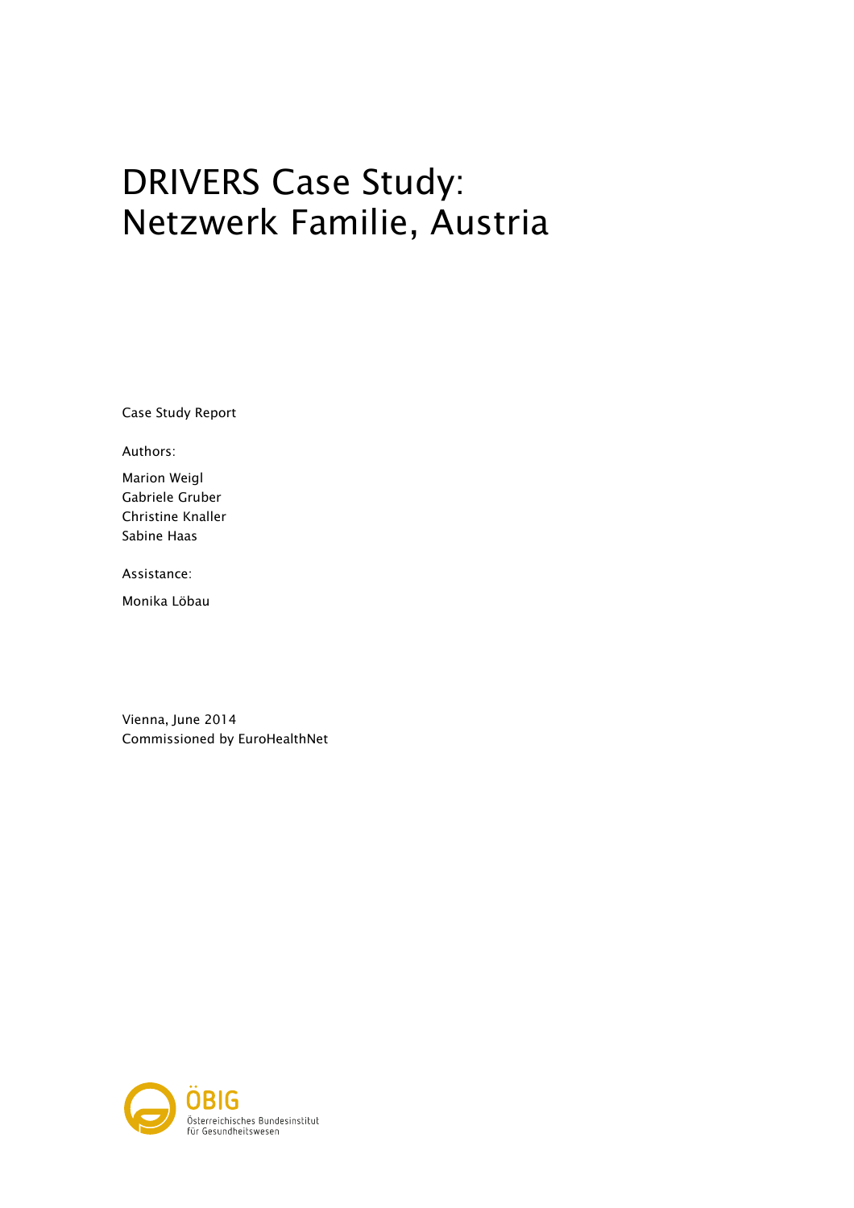# DRIVERS Case Study: Netzwerk Familie, Austria

Case Study Report

Authors:

Marion Weigl
Gabriele Gruber
Christine Knaller
Sabine Haas

Assistance:

Monika Löbau

Vienna, June 2014
Commissioned by EuroHealthNet

ÖBIG
Österreichisches Bundesinstitut für Gesundheitswesen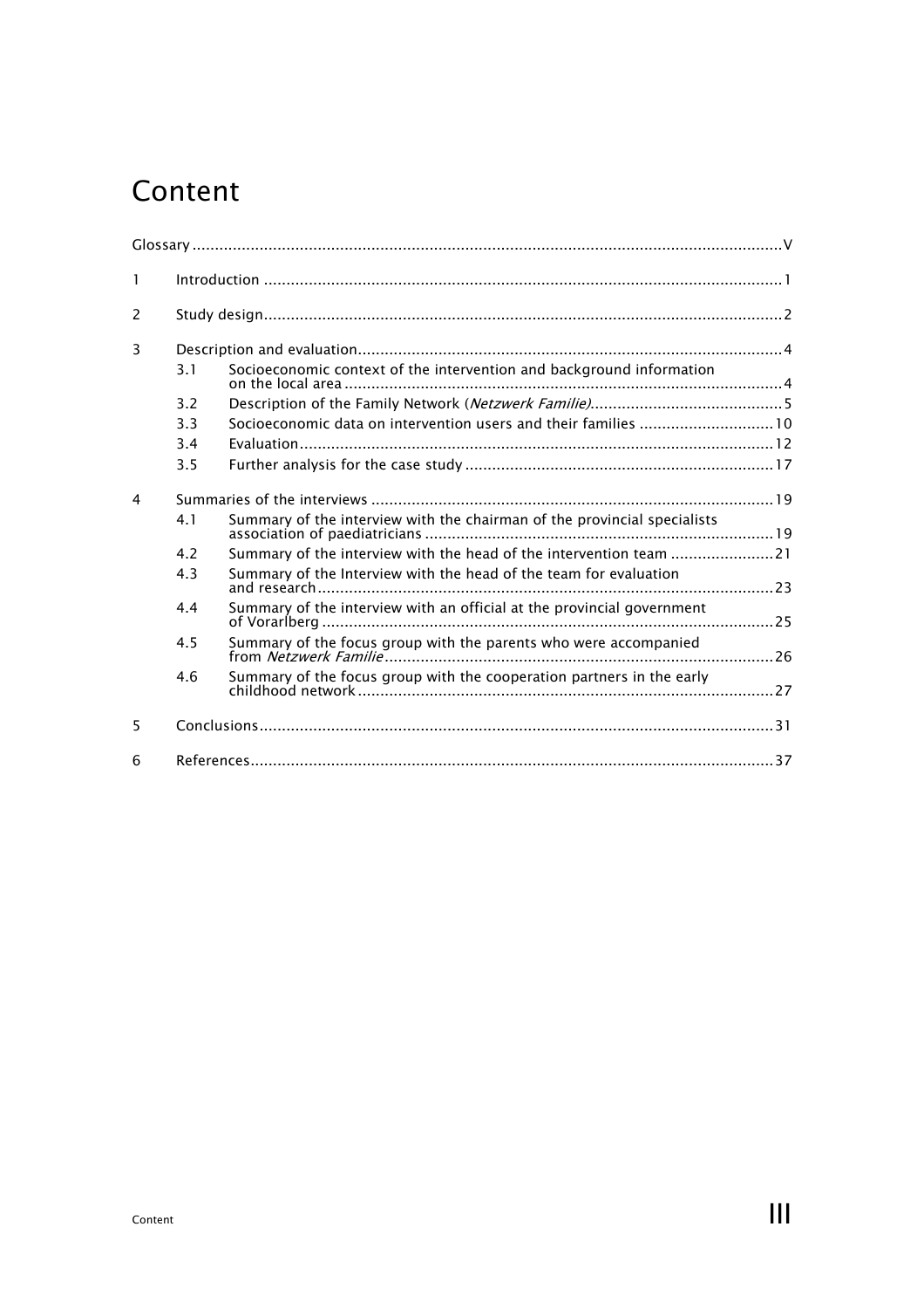# Content

Glossary ..... V

1 Introduction ..... 1

2 Study design ..... 2

3 Description and evaluation ..... 4

- 3.1 Socioeconomic context of the intervention and background information on the local area ..... 4
- 3.2 Description of the Family Network (*Netzwerk Familie*) ..... 5
- 3.3 Socioeconomic data on intervention users and their families ..... 10
- 3.4 Evaluation ..... 12
- 3.5 Further analysis for the case study ..... 17

4 Summaries of the interviews ..... 19

- 4.1 Summary of the interview with the chairman of the provincial specialists association of paediatricians ..... 19
- 4.2 Summary of the interview with the head of the intervention team ..... 21
- 4.3 Summary of the Interview with the head of the team for evaluation and research ..... 23
- 4.4 Summary of the interview with an official at the provincial government of Vorarlberg ..... 25
- 4.5 Summary of the focus group with the parents who were accompanied from *Netzwerk Familie* ..... 26
- 4.6 Summary of the focus group with the cooperation partners in the early childhood network ..... 27

5 Conclusions ..... 31

6 References ..... 37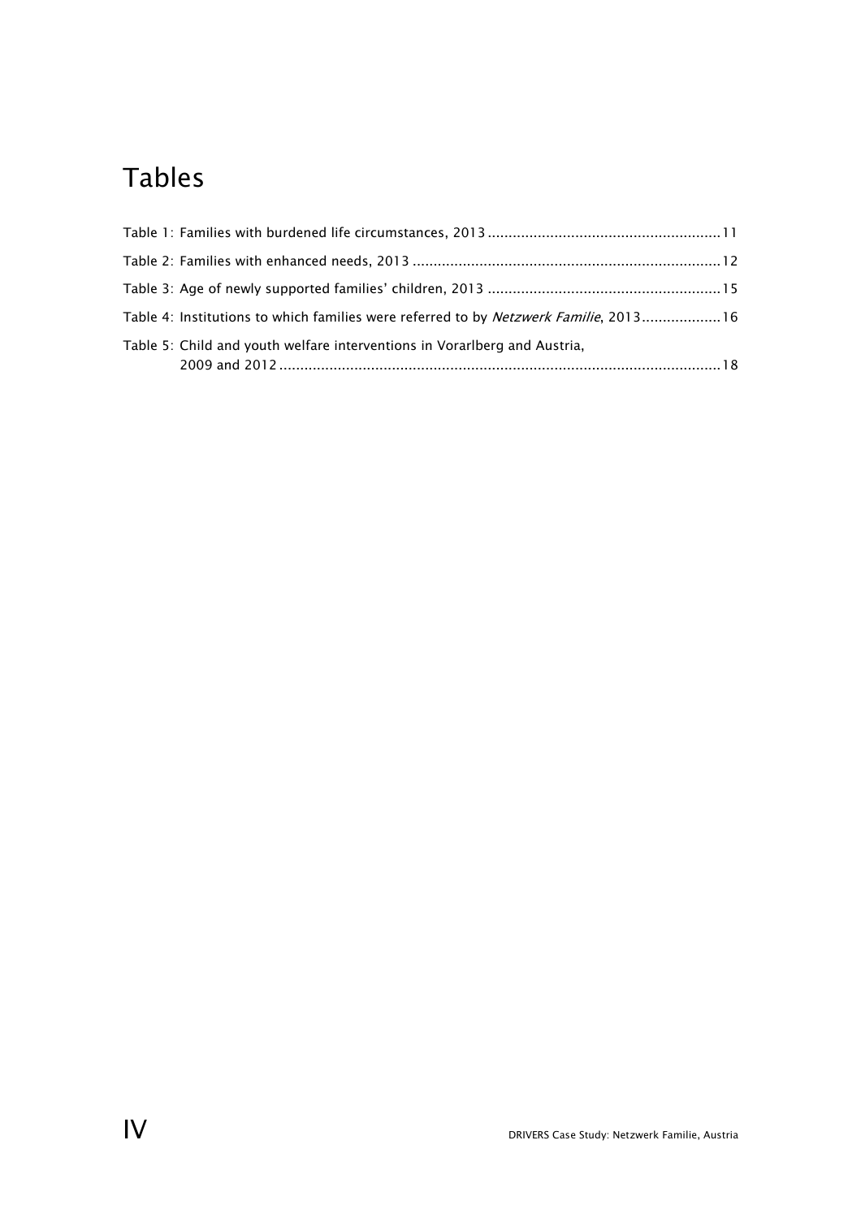# Tables

Table 1: Families with burdened life circumstances, 2013 ........................................................ 11

Table 2: Families with enhanced needs, 2013 .......................................................................... 12

Table 3: Age of newly supported families' children, 2013 ......................................................... 15

Table 4: Institutions to which families were referred to by *Netzwerk Familie*, 2013 ................... 16

Table 5: Child and youth welfare interventions in Vorarlberg and Austria, 2009 and 2012 .......................................................................................................... 18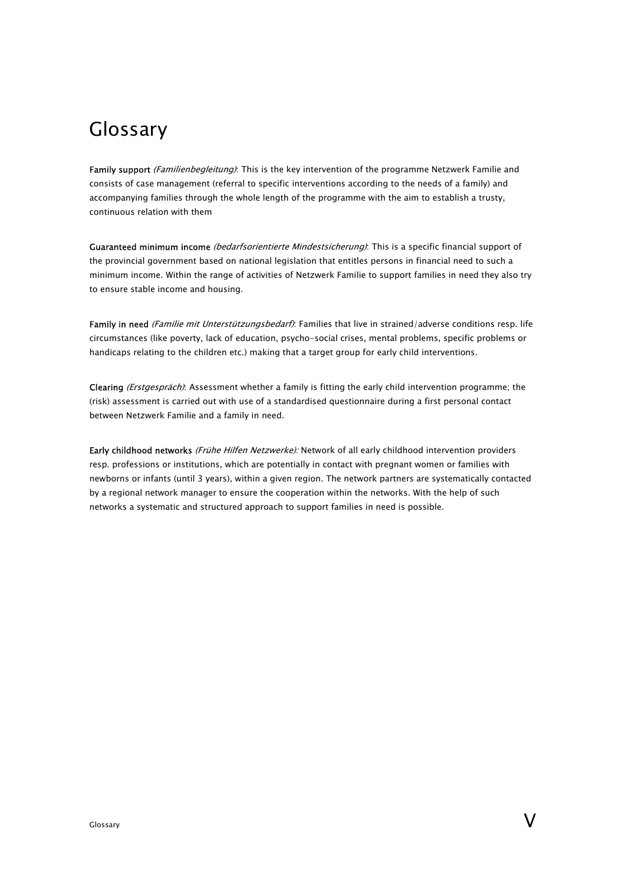# Glossary

**Family support** *(Familienbegleitung)*: This is the key intervention of the programme Netzwerk Familie and consists of case management (referral to specific interventions according to the needs of a family) and accompanying families through the whole length of the programme with the aim to establish a trusty, continuous relation with them

**Guaranteed minimum income** *(bedarfsorientierte Mindestsicherung)*: This is a specific financial support of the provincial government based on national legislation that entitles persons in financial need to such a minimum income. Within the range of activities of Netzwerk Familie to support families in need they also try to ensure stable income and housing.

**Family in need** *(Familie mit Unterstützungsbedarf)*: Families that live in strained/adverse conditions resp. life circumstances (like poverty, lack of education, psycho-social crises, mental problems, specific problems or handicaps relating to the children etc.) making that a target group for early child interventions.

**Clearing** *(Erstgespräch)*: Assessment whether a family is fitting the early child intervention programme; the (risk) assessment is carried out with use of a standardised questionnaire during a first personal contact between Netzwerk Familie and a family in need.

**Early childhood networks** *(Frühe Hilfen Netzwerke):* Network of all early childhood intervention providers resp. professions or institutions, which are potentially in contact with pregnant women or families with newborns or infants (until 3 years), within a given region. The network partners are systematically contacted by a regional network manager to ensure the cooperation within the networks. With the help of such networks a systematic and structured approach to support families in need is possible.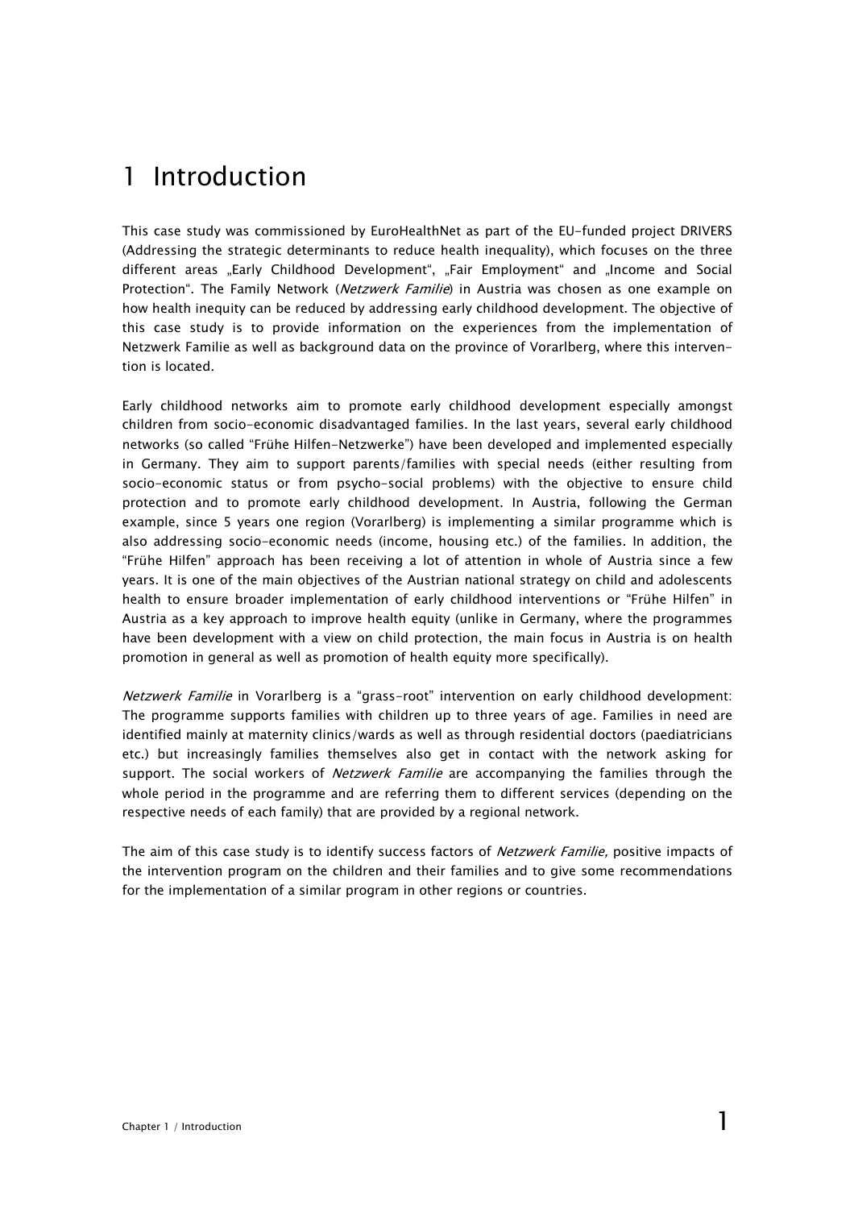# 1 Introduction

This case study was commissioned by EuroHealthNet as part of the EU-funded project DRIVERS (Addressing the strategic determinants to reduce health inequality), which focuses on the three different areas „Early Childhood Development", „Fair Employment" and „Income and Social Protection". The Family Network (*Netzwerk Familie*) in Austria was chosen as one example on how health inequity can be reduced by addressing early childhood development. The objective of this case study is to provide information on the experiences from the implementation of Netzwerk Familie as well as background data on the province of Vorarlberg, where this intervention is located.

Early childhood networks aim to promote early childhood development especially amongst children from socio-economic disadvantaged families. In the last years, several early childhood networks (so called "Frühe Hilfen-Netzwerke") have been developed and implemented especially in Germany. They aim to support parents/families with special needs (either resulting from socio-economic status or from psycho-social problems) with the objective to ensure child protection and to promote early childhood development. In Austria, following the German example, since 5 years one region (Vorarlberg) is implementing a similar programme which is also addressing socio-economic needs (income, housing etc.) of the families. In addition, the "Frühe Hilfen" approach has been receiving a lot of attention in whole of Austria since a few years. It is one of the main objectives of the Austrian national strategy on child and adolescents health to ensure broader implementation of early childhood interventions or "Frühe Hilfen" in Austria as a key approach to improve health equity (unlike in Germany, where the programmes have been development with a view on child protection, the main focus in Austria is on health promotion in general as well as promotion of health equity more specifically).

*Netzwerk Familie* in Vorarlberg is a "grass-root" intervention on early childhood development: The programme supports families with children up to three years of age. Families in need are identified mainly at maternity clinics/wards as well as through residential doctors (paediatricians etc.) but increasingly families themselves also get in contact with the network asking for support. The social workers of *Netzwerk Familie* are accompanying the families through the whole period in the programme and are referring them to different services (depending on the respective needs of each family) that are provided by a regional network.

The aim of this case study is to identify success factors of *Netzwerk Familie,* positive impacts of the intervention program on the children and their families and to give some recommendations for the implementation of a similar program in other regions or countries.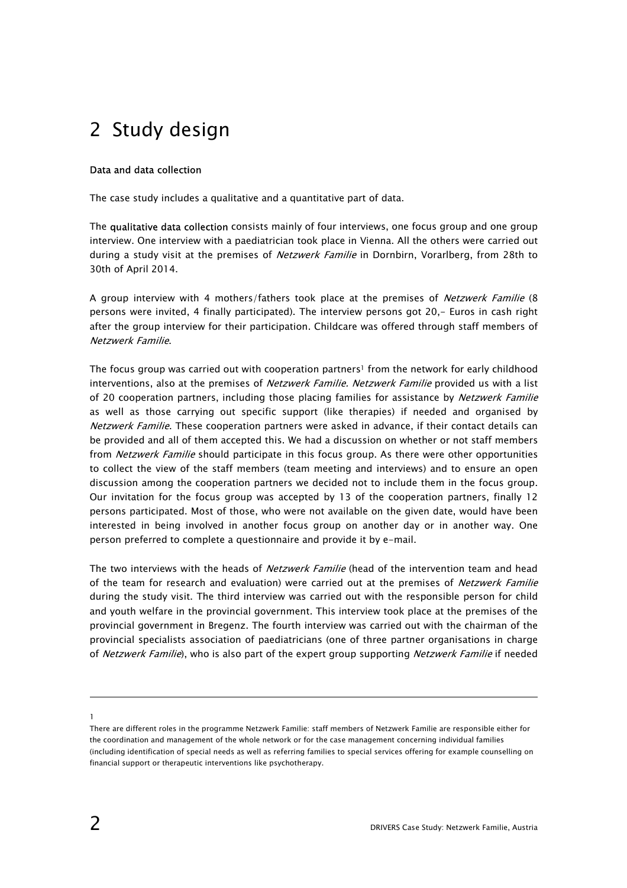# 2 Study design

**Data and data collection**

The case study includes a qualitative and a quantitative part of data.

The **qualitative data collection** consists mainly of four interviews, one focus group and one group interview. One interview with a paediatrician took place in Vienna. All the others were carried out during a study visit at the premises of *Netzwerk Familie* in Dornbirn, Vorarlberg, from 28th to 30th of April 2014.

A group interview with 4 mothers/fathers took place at the premises of *Netzwerk Familie* (8 persons were invited, 4 finally participated). The interview persons got 20,- Euros in cash right after the group interview for their participation. Childcare was offered through staff members of *Netzwerk Familie*.

The focus group was carried out with cooperation partners[1] from the network for early childhood interventions, also at the premises of *Netzwerk Familie*. *Netzwerk Familie* provided us with a list of 20 cooperation partners, including those placing families for assistance by *Netzwerk Familie* as well as those carrying out specific support (like therapies) if needed and organised by *Netzwerk Familie*. These cooperation partners were asked in advance, if their contact details can be provided and all of them accepted this. We had a discussion on whether or not staff members from *Netzwerk Familie* should participate in this focus group. As there were other opportunities to collect the view of the staff members (team meeting and interviews) and to ensure an open discussion among the cooperation partners we decided not to include them in the focus group. Our invitation for the focus group was accepted by 13 of the cooperation partners, finally 12 persons participated. Most of those, who were not available on the given date, would have been interested in being involved in another focus group on another day or in another way. One person preferred to complete a questionnaire and provide it by e-mail.

The two interviews with the heads of *Netzwerk Familie* (head of the intervention team and head of the team for research and evaluation) were carried out at the premises of *Netzwerk Familie* during the study visit. The third interview was carried out with the responsible person for child and youth welfare in the provincial government. This interview took place at the premises of the provincial government in Bregenz. The fourth interview was carried out with the chairman of the provincial specialists association of paediatricians (one of three partner organisations in charge of *Netzwerk Familie*), who is also part of the expert group supporting *Netzwerk Familie* if needed

---

[1] There are different roles in the programme Netzwerk Familie: staff members of Netzwerk Familie are responsible either for the coordination and management of the whole network or for the case management concerning individual families (including identification of special needs as well as referring families to special services offering for example counselling on financial support or therapeutic interventions like psychotherapy.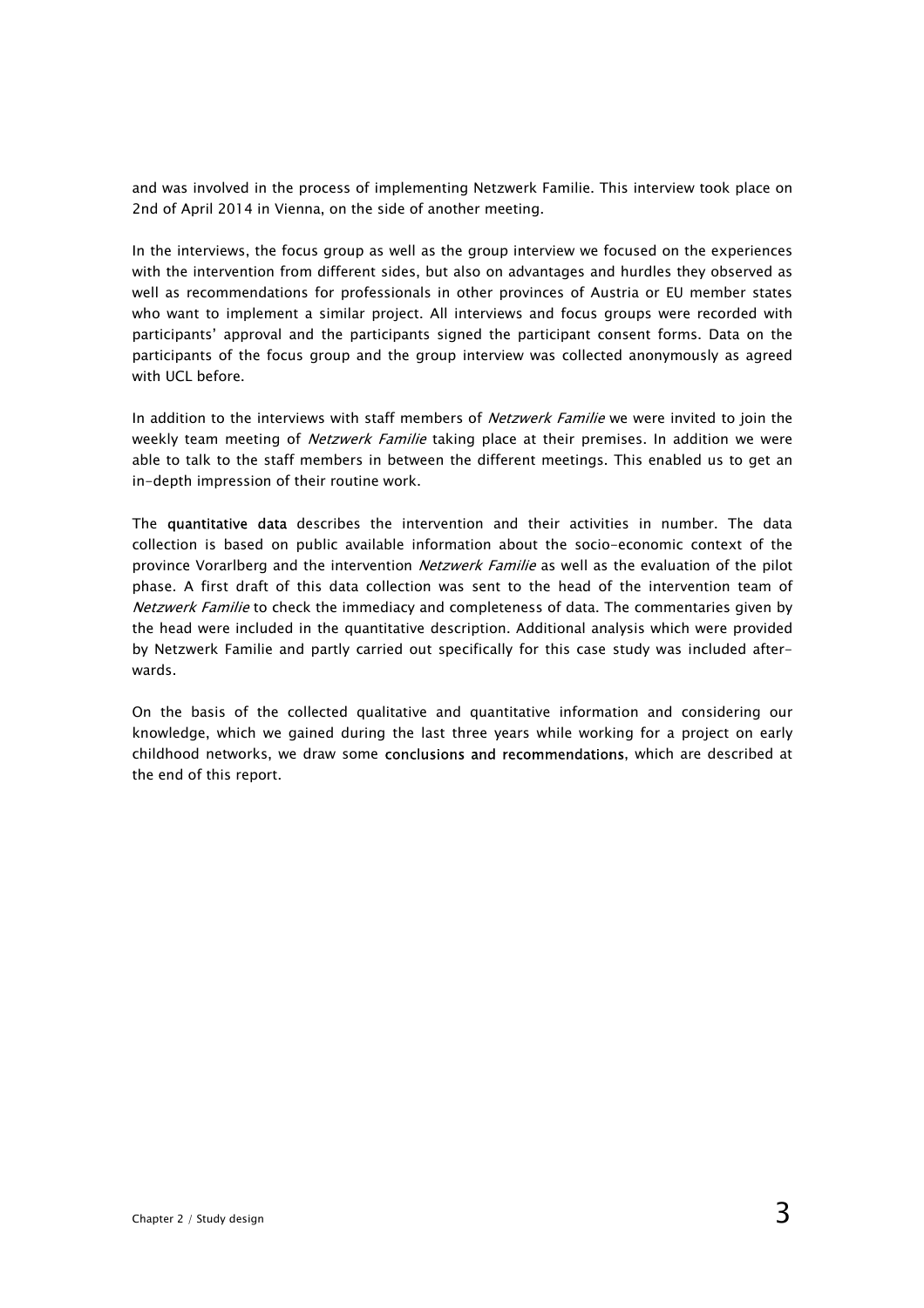and was involved in the process of implementing Netzwerk Familie. This interview took place on 2nd of April 2014 in Vienna, on the side of another meeting.

In the interviews, the focus group as well as the group interview we focused on the experiences with the intervention from different sides, but also on advantages and hurdles they observed as well as recommendations for professionals in other provinces of Austria or EU member states who want to implement a similar project. All interviews and focus groups were recorded with participants' approval and the participants signed the participant consent forms. Data on the participants of the focus group and the group interview was collected anonymously as agreed with UCL before.

In addition to the interviews with staff members of *Netzwerk Familie* we were invited to join the weekly team meeting of *Netzwerk Familie* taking place at their premises. In addition we were able to talk to the staff members in between the different meetings. This enabled us to get an in-depth impression of their routine work.

The **quantitative data** describes the intervention and their activities in number. The data collection is based on public available information about the socio-economic context of the province Vorarlberg and the intervention *Netzwerk Familie* as well as the evaluation of the pilot phase. A first draft of this data collection was sent to the head of the intervention team of *Netzwerk Familie* to check the immediacy and completeness of data. The commentaries given by the head were included in the quantitative description. Additional analysis which were provided by Netzwerk Familie and partly carried out specifically for this case study was included afterwards.

On the basis of the collected qualitative and quantitative information and considering our knowledge, which we gained during the last three years while working for a project on early childhood networks, we draw some **conclusions and recommendations**, which are described at the end of this report.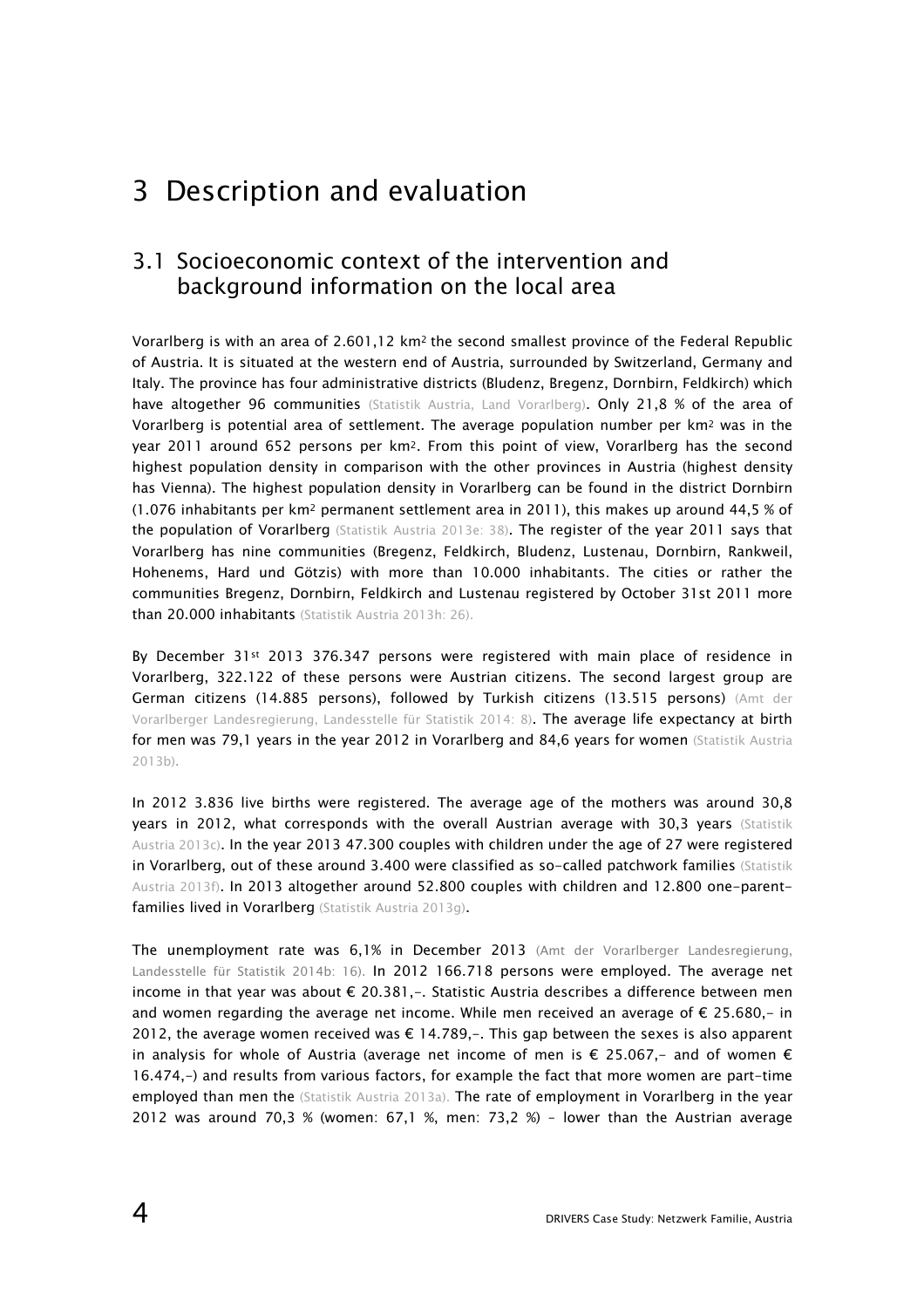# 3 Description and evaluation

## 3.1 Socioeconomic context of the intervention and background information on the local area

Vorarlberg is with an area of 2.601,12 km² the second smallest province of the Federal Republic of Austria. It is situated at the western end of Austria, surrounded by Switzerland, Germany and Italy. The province has four administrative districts (Bludenz, Bregenz, Dornbirn, Feldkirch) which have altogether 96 communities (Statistik Austria, Land Vorarlberg). Only 21,8 % of the area of Vorarlberg is potential area of settlement. The average population number per km² was in the year 2011 around 652 persons per km². From this point of view, Vorarlberg has the second highest population density in comparison with the other provinces in Austria (highest density has Vienna). The highest population density in Vorarlberg can be found in the district Dornbirn (1.076 inhabitants per km² permanent settlement area in 2011), this makes up around 44,5 % of the population of Vorarlberg (Statistik Austria 2013e: 38). The register of the year 2011 says that Vorarlberg has nine communities (Bregenz, Feldkirch, Bludenz, Lustenau, Dornbirn, Rankweil, Hohenems, Hard und Götzis) with more than 10.000 inhabitants. The cities or rather the communities Bregenz, Dornbirn, Feldkirch and Lustenau registered by October 31st 2011 more than 20.000 inhabitants (Statistik Austria 2013h: 26).

By December 31st 2013 376.347 persons were registered with main place of residence in Vorarlberg, 322.122 of these persons were Austrian citizens. The second largest group are German citizens (14.885 persons), followed by Turkish citizens (13.515 persons) (Amt der Vorarlberger Landesregierung, Landesstelle für Statistik 2014: 8). The average life expectancy at birth for men was 79,1 years in the year 2012 in Vorarlberg and 84,6 years for women (Statistik Austria 2013b).

In 2012 3.836 live births were registered. The average age of the mothers was around 30,8 years in 2012, what corresponds with the overall Austrian average with 30,3 years (Statistik Austria 2013c). In the year 2013 47.300 couples with children under the age of 27 were registered in Vorarlberg, out of these around 3.400 were classified as so-called patchwork families (Statistik Austria 2013f). In 2013 altogether around 52.800 couples with children and 12.800 one-parent-families lived in Vorarlberg (Statistik Austria 2013g).

The unemployment rate was 6,1% in December 2013 (Amt der Vorarlberger Landesregierung, Landesstelle für Statistik 2014b: 16). In 2012 166.718 persons were employed. The average net income in that year was about € 20.381,-. Statistic Austria describes a difference between men and women regarding the average net income. While men received an average of € 25.680,- in 2012, the average women received was € 14.789,-. This gap between the sexes is also apparent in analysis for whole of Austria (average net income of men is € 25.067,- and of women € 16.474,-) and results from various factors, for example the fact that more women are part-time employed than men the (Statistik Austria 2013a). The rate of employment in Vorarlberg in the year 2012 was around 70,3 % (women: 67,1 %, men: 73,2 %) – lower than the Austrian average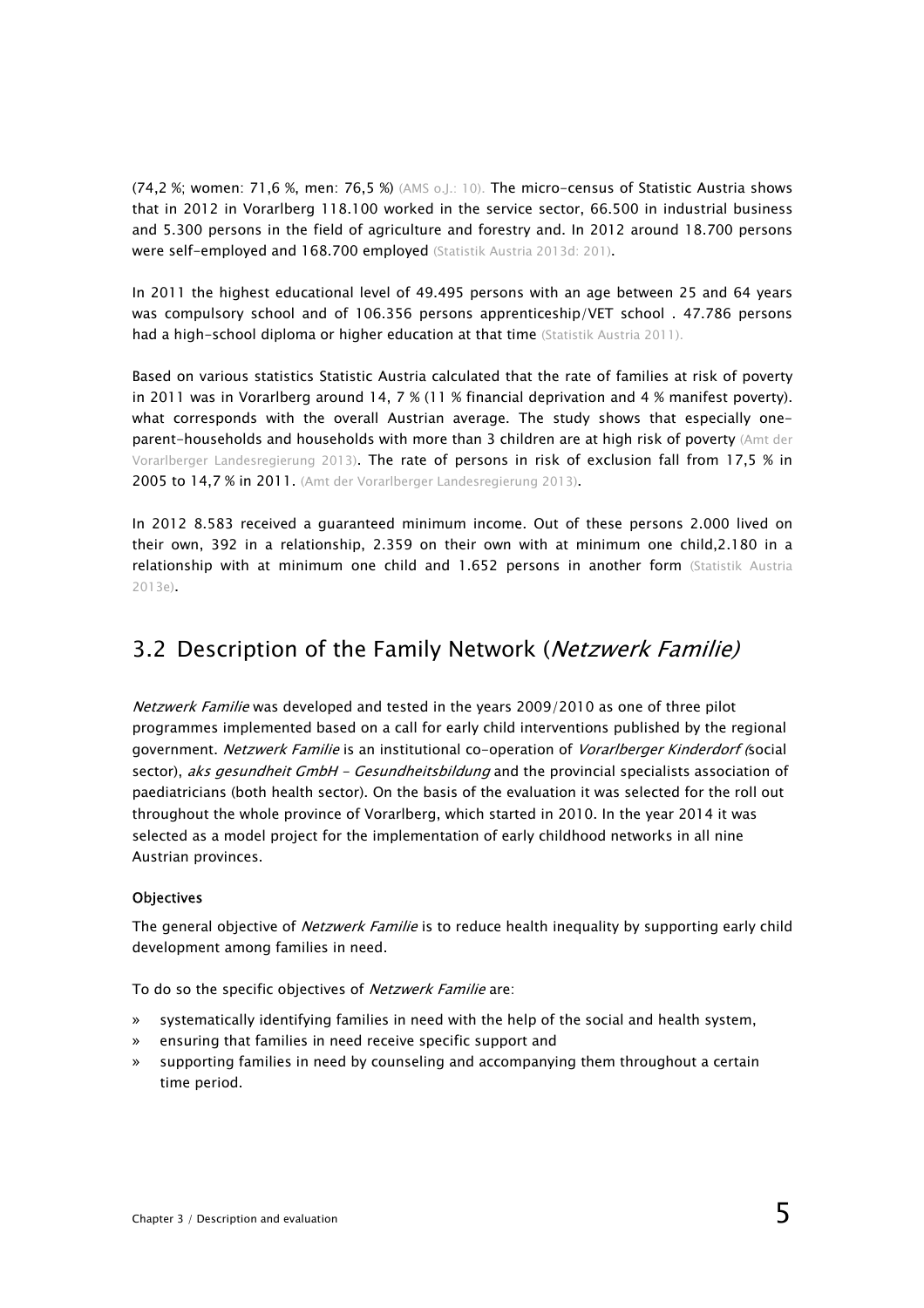(74,2 %; women: 71,6 %, men: 76,5 %) (AMS o.J.: 10). The micro-census of Statistic Austria shows that in 2012 in Vorarlberg 118.100 worked in the service sector, 66.500 in industrial business and 5.300 persons in the field of agriculture and forestry and. In 2012 around 18.700 persons were self-employed and 168.700 employed (Statistik Austria 2013d: 201).

In 2011 the highest educational level of 49.495 persons with an age between 25 and 64 years was compulsory school and of 106.356 persons apprenticeship/VET school . 47.786 persons had a high-school diploma or higher education at that time (Statistik Austria 2011).

Based on various statistics Statistic Austria calculated that the rate of families at risk of poverty in 2011 was in Vorarlberg around 14, 7 % (11 % financial deprivation and 4 % manifest poverty). what corresponds with the overall Austrian average. The study shows that especially one-parent-households and households with more than 3 children are at high risk of poverty (Amt der Vorarlberger Landesregierung 2013). The rate of persons in risk of exclusion fall from 17,5 % in 2005 to 14,7 % in 2011. (Amt der Vorarlberger Landesregierung 2013).

In 2012 8.583 received a guaranteed minimum income. Out of these persons 2.000 lived on their own, 392 in a relationship, 2.359 on their own with at minimum one child,2.180 in a relationship with at minimum one child and 1.652 persons in another form (Statistik Austria 2013e).

## 3.2 Description of the Family Network (*Netzwerk Familie)*

*Netzwerk Familie* was developed and tested in the years 2009/2010 as one of three pilot programmes implemented based on a call for early child interventions published by the regional government. *Netzwerk Familie* is an institutional co-operation of *Vorarlberger Kinderdorf (*social sector), *aks gesundheit GmbH – Gesundheitsbildung* and the provincial specialists association of paediatricians (both health sector). On the basis of the evaluation it was selected for the roll out throughout the whole province of Vorarlberg, which started in 2010. In the year 2014 it was selected as a model project for the implementation of early childhood networks in all nine Austrian provinces.

**Objectives**

The general objective of *Netzwerk Familie* is to reduce health inequality by supporting early child development among families in need.

To do so the specific objectives of *Netzwerk Familie* are:

- systematically identifying families in need with the help of the social and health system,
- ensuring that families in need receive specific support and
- supporting families in need by counseling and accompanying them throughout a certain time period.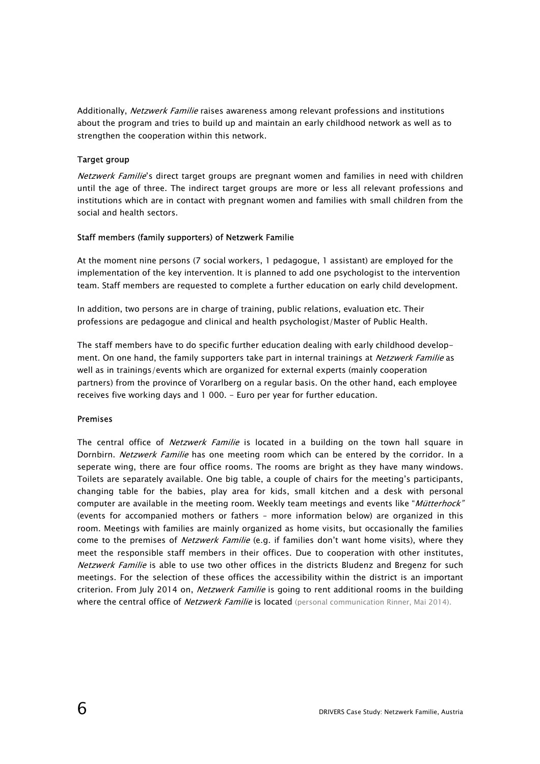Additionally, *Netzwerk Familie* raises awareness among relevant professions and institutions about the program and tries to build up and maintain an early childhood network as well as to strengthen the cooperation within this network.

**Target group**

*Netzwerk Familie*'s direct target groups are pregnant women and families in need with children until the age of three. The indirect target groups are more or less all relevant professions and institutions which are in contact with pregnant women and families with small children from the social and health sectors.

**Staff members (family supporters) of Netzwerk Familie**

At the moment nine persons (7 social workers, 1 pedagogue, 1 assistant) are employed for the implementation of the key intervention. It is planned to add one psychologist to the intervention team. Staff members are requested to complete a further education on early child development.

In addition, two persons are in charge of training, public relations, evaluation etc. Their professions are pedagogue and clinical and health psychologist/Master of Public Health.

The staff members have to do specific further education dealing with early childhood development. On one hand, the family supporters take part in internal trainings at *Netzwerk Familie* as well as in trainings/events which are organized for external experts (mainly cooperation partners) from the province of Vorarlberg on a regular basis. On the other hand, each employee receives five working days and 1 000. - Euro per year for further education.

**Premises**

The central office of *Netzwerk Familie* is located in a building on the town hall square in Dornbirn. *Netzwerk Familie* has one meeting room which can be entered by the corridor. In a seperate wing, there are four office rooms. The rooms are bright as they have many windows. Toilets are separately available. One big table, a couple of chairs for the meeting's participants, changing table for the babies, play area for kids, small kitchen and a desk with personal computer are available in the meeting room. Weekly team meetings and events like "*Mütterhock*" (events for accompanied mothers or fathers – more information below) are organized in this room. Meetings with families are mainly organized as home visits, but occasionally the families come to the premises of *Netzwerk Familie* (e.g. if families don't want home visits), where they meet the responsible staff members in their offices. Due to cooperation with other institutes, *Netzwerk Familie* is able to use two other offices in the districts Bludenz and Bregenz for such meetings. For the selection of these offices the accessibility within the district is an important criterion. From July 2014 on, *Netzwerk Familie* is going to rent additional rooms in the building where the central office of *Netzwerk Familie* is located (personal communication Rinner, Mai 2014).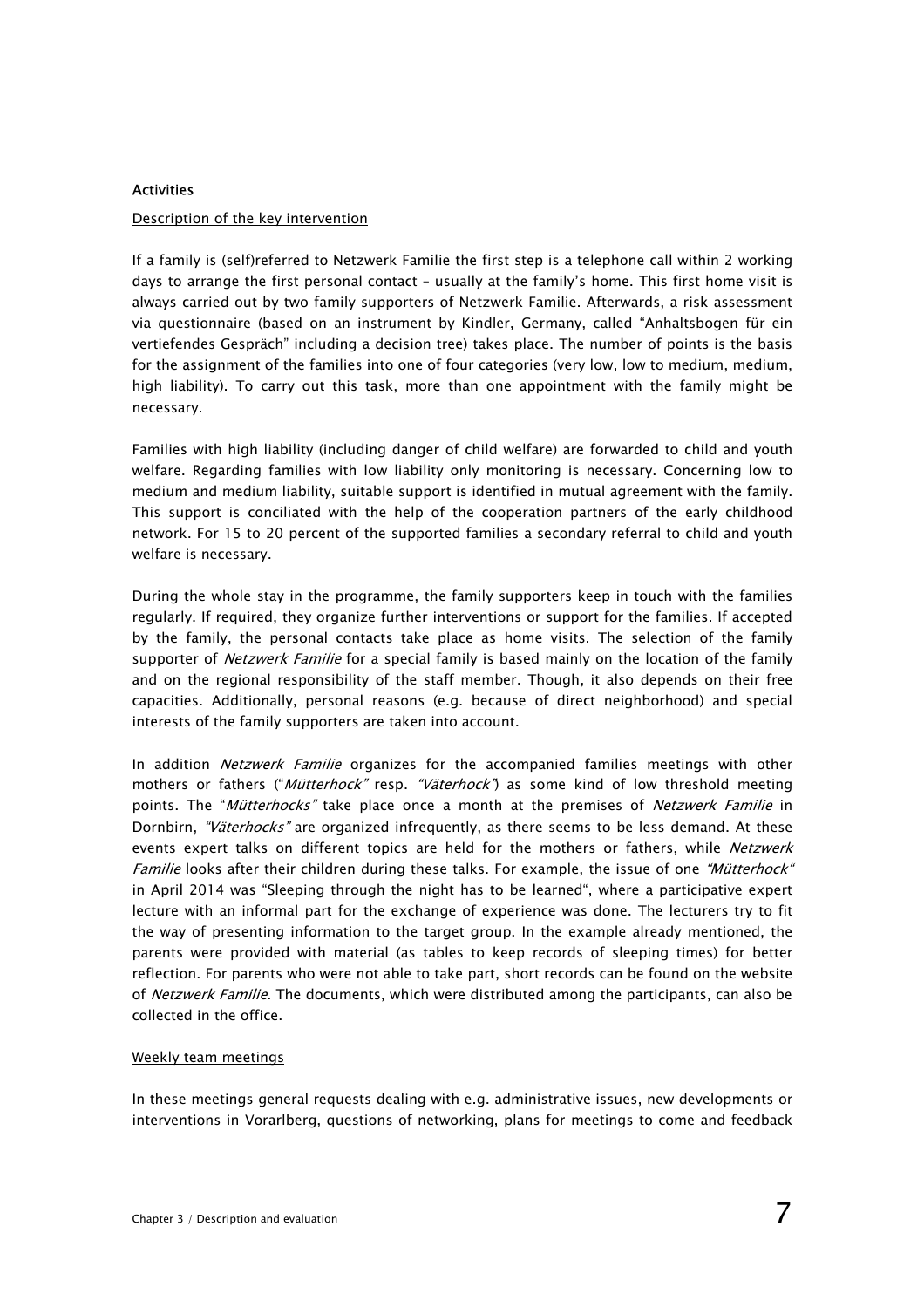**Activities**

Description of the key intervention

If a family is (self)referred to Netzwerk Familie the first step is a telephone call within 2 working days to arrange the first personal contact – usually at the family's home. This first home visit is always carried out by two family supporters of Netzwerk Familie. Afterwards, a risk assessment via questionnaire (based on an instrument by Kindler, Germany, called "Anhaltsbogen für ein vertiefendes Gespräch" including a decision tree) takes place. The number of points is the basis for the assignment of the families into one of four categories (very low, low to medium, medium, high liability). To carry out this task, more than one appointment with the family might be necessary.

Families with high liability (including danger of child welfare) are forwarded to child and youth welfare. Regarding families with low liability only monitoring is necessary. Concerning low to medium and medium liability, suitable support is identified in mutual agreement with the family. This support is conciliated with the help of the cooperation partners of the early childhood network. For 15 to 20 percent of the supported families a secondary referral to child and youth welfare is necessary.

During the whole stay in the programme, the family supporters keep in touch with the families regularly. If required, they organize further interventions or support for the families. If accepted by the family, the personal contacts take place as home visits. The selection of the family supporter of *Netzwerk Familie* for a special family is based mainly on the location of the family and on the regional responsibility of the staff member. Though, it also depends on their free capacities. Additionally, personal reasons (e.g. because of direct neighborhood) and special interests of the family supporters are taken into account.

In addition *Netzwerk Familie* organizes for the accompanied families meetings with other mothers or fathers ("*Mütterhock*" resp. "*Väterhock*") as some kind of low threshold meeting points. The "*Mütterhocks*" take place once a month at the premises of *Netzwerk Familie* in Dornbirn, "*Väterhocks*" are organized infrequently, as there seems to be less demand. At these events expert talks on different topics are held for the mothers or fathers, while *Netzwerk Familie* looks after their children during these talks. For example, the issue of one "*Mütterhock*" in April 2014 was "Sleeping through the night has to be learned", where a participative expert lecture with an informal part for the exchange of experience was done. The lecturers try to fit the way of presenting information to the target group. In the example already mentioned, the parents were provided with material (as tables to keep records of sleeping times) for better reflection. For parents who were not able to take part, short records can be found on the website of *Netzwerk Familie*. The documents, which were distributed among the participants, can also be collected in the office.

Weekly team meetings

In these meetings general requests dealing with e.g. administrative issues, new developments or interventions in Vorarlberg, questions of networking, plans for meetings to come and feedback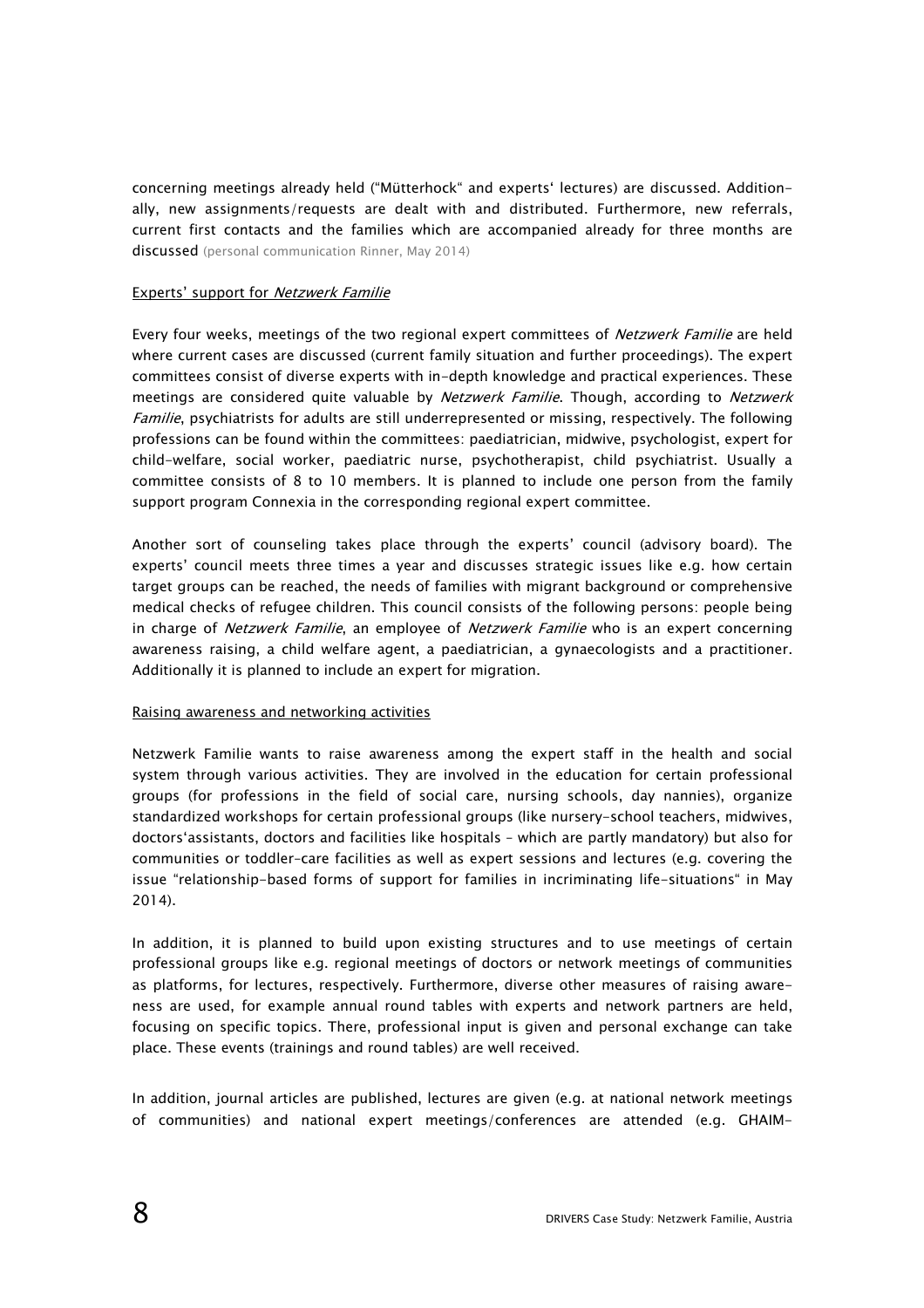concerning meetings already held ("Mütterhock" and experts' lectures) are discussed. Additionally, new assignments/requests are dealt with and distributed. Furthermore, new referrals, current first contacts and the families which are accompanied already for three months are discussed (personal communication Rinner, May 2014)

Experts' support for *Netzwerk Familie*

Every four weeks, meetings of the two regional expert committees of *Netzwerk Familie* are held where current cases are discussed (current family situation and further proceedings). The expert committees consist of diverse experts with in-depth knowledge and practical experiences. These meetings are considered quite valuable by *Netzwerk Familie*. Though, according to *Netzwerk Familie*, psychiatrists for adults are still underrepresented or missing, respectively. The following professions can be found within the committees: paediatrician, midwive, psychologist, expert for child-welfare, social worker, paediatric nurse, psychotherapist, child psychiatrist. Usually a committee consists of 8 to 10 members. It is planned to include one person from the family support program Connexia in the corresponding regional expert committee.

Another sort of counseling takes place through the experts' council (advisory board). The experts' council meets three times a year and discusses strategic issues like e.g. how certain target groups can be reached, the needs of families with migrant background or comprehensive medical checks of refugee children. This council consists of the following persons: people being in charge of *Netzwerk Familie*, an employee of *Netzwerk Familie* who is an expert concerning awareness raising, a child welfare agent, a paediatrician, a gynaecologists and a practitioner. Additionally it is planned to include an expert for migration.

Raising awareness and networking activities

Netzwerk Familie wants to raise awareness among the expert staff in the health and social system through various activities. They are involved in the education for certain professional groups (for professions in the field of social care, nursing schools, day nannies), organize standardized workshops for certain professional groups (like nursery-school teachers, midwives, doctors'assistants, doctors and facilities like hospitals – which are partly mandatory) but also for communities or toddler-care facilities as well as expert sessions and lectures (e.g. covering the issue "relationship-based forms of support for families in incriminating life-situations" in May 2014).

In addition, it is planned to build upon existing structures and to use meetings of certain professional groups like e.g. regional meetings of doctors or network meetings of communities as platforms, for lectures, respectively. Furthermore, diverse other measures of raising awareness are used, for example annual round tables with experts and network partners are held, focusing on specific topics. There, professional input is given and personal exchange can take place. These events (trainings and round tables) are well received.

In addition, journal articles are published, lectures are given (e.g. at national network meetings of communities) and national expert meetings/conferences are attended (e.g. GHAIM-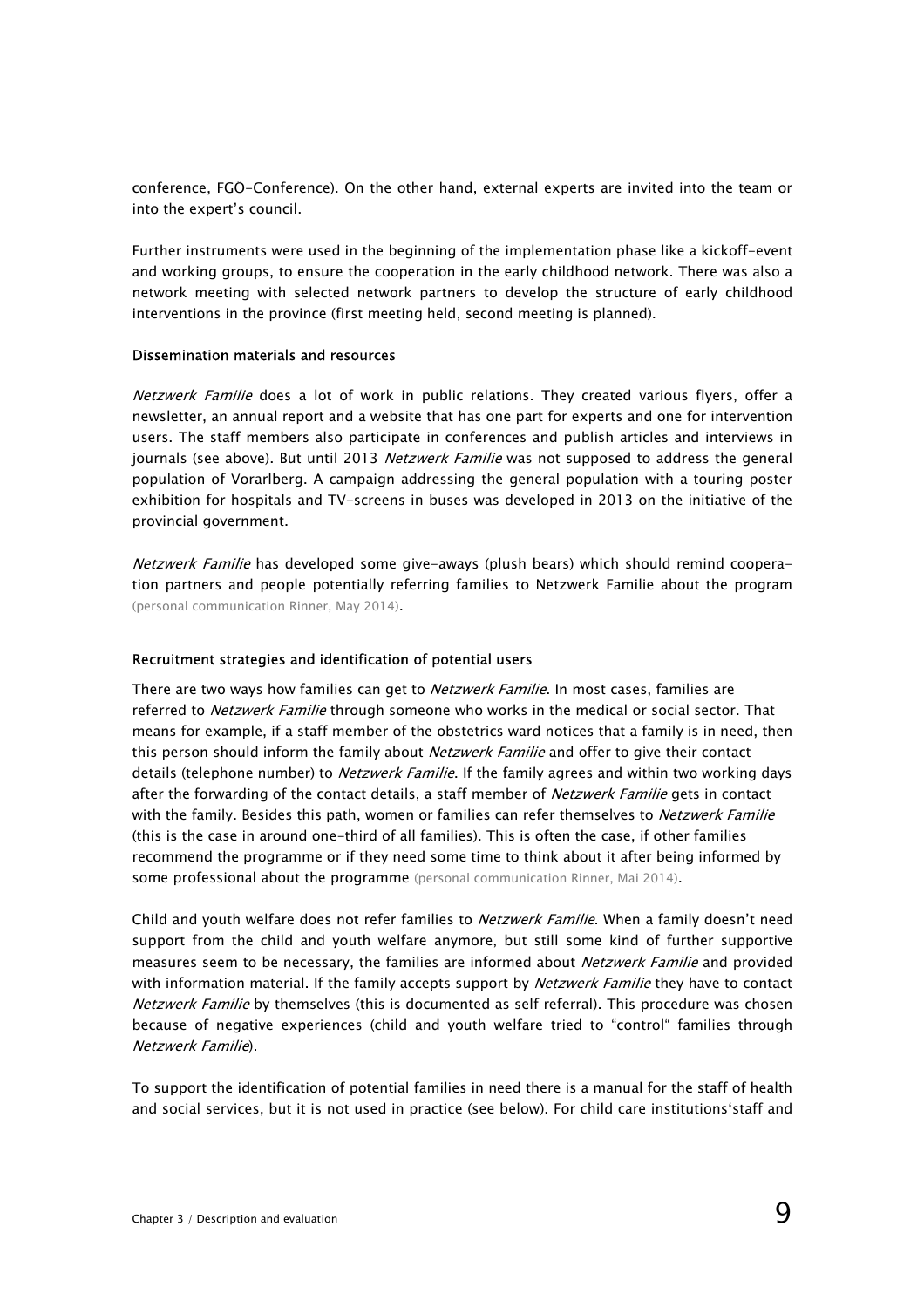conference, FGÖ-Conference). On the other hand, external experts are invited into the team or into the expert's council.

Further instruments were used in the beginning of the implementation phase like a kickoff-event and working groups, to ensure the cooperation in the early childhood network. There was also a network meeting with selected network partners to develop the structure of early childhood interventions in the province (first meeting held, second meeting is planned).

### Dissemination materials and resources

*Netzwerk Familie* does a lot of work in public relations. They created various flyers, offer a newsletter, an annual report and a website that has one part for experts and one for intervention users. The staff members also participate in conferences and publish articles and interviews in journals (see above). But until 2013 *Netzwerk Familie* was not supposed to address the general population of Vorarlberg. A campaign addressing the general population with a touring poster exhibition for hospitals and TV-screens in buses was developed in 2013 on the initiative of the provincial government.

*Netzwerk Familie* has developed some give-aways (plush bears) which should remind cooperation partners and people potentially referring families to Netzwerk Familie about the program (personal communication Rinner, May 2014).

### Recruitment strategies and identification of potential users

There are two ways how families can get to *Netzwerk Familie*. In most cases, families are referred to *Netzwerk Familie* through someone who works in the medical or social sector. That means for example, if a staff member of the obstetrics ward notices that a family is in need, then this person should inform the family about *Netzwerk Familie* and offer to give their contact details (telephone number) to *Netzwerk Familie*. If the family agrees and within two working days after the forwarding of the contact details, a staff member of *Netzwerk Familie* gets in contact with the family. Besides this path, women or families can refer themselves to *Netzwerk Familie* (this is the case in around one-third of all families). This is often the case, if other families recommend the programme or if they need some time to think about it after being informed by some professional about the programme (personal communication Rinner, Mai 2014).

Child and youth welfare does not refer families to *Netzwerk Familie*. When a family doesn't need support from the child and youth welfare anymore, but still some kind of further supportive measures seem to be necessary, the families are informed about *Netzwerk Familie* and provided with information material. If the family accepts support by *Netzwerk Familie* they have to contact *Netzwerk Familie* by themselves (this is documented as self referral). This procedure was chosen because of negative experiences (child and youth welfare tried to "control" families through *Netzwerk Familie*).

To support the identification of potential families in need there is a manual for the staff of health and social services, but it is not used in practice (see below). For child care institutions'staff and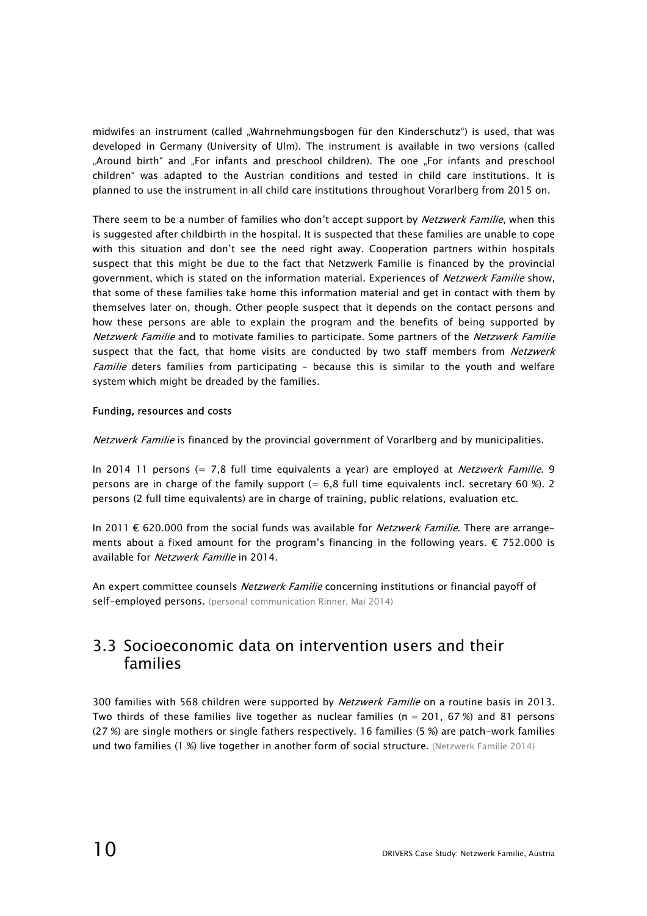midwifes an instrument (called „Wahrnehmungsbogen für den Kinderschutz") is used, that was developed in Germany (University of Ulm). The instrument is available in two versions (called „Around birth" and „For infants and preschool children). The one „For infants and preschool children" was adapted to the Austrian conditions and tested in child care institutions. It is planned to use the instrument in all child care institutions throughout Vorarlberg from 2015 on.

There seem to be a number of families who don't accept support by *Netzwerk Familie*, when this is suggested after childbirth in the hospital. It is suspected that these families are unable to cope with this situation and don't see the need right away. Cooperation partners within hospitals suspect that this might be due to the fact that Netzwerk Familie is financed by the provincial government, which is stated on the information material. Experiences of *Netzwerk Familie* show, that some of these families take home this information material and get in contact with them by themselves later on, though. Other people suspect that it depends on the contact persons and how these persons are able to explain the program and the benefits of being supported by *Netzwerk Familie* and to motivate families to participate. Some partners of the *Netzwerk Familie* suspect that the fact, that home visits are conducted by two staff members from *Netzwerk Familie* deters families from participating – because this is similar to the youth and welfare system which might be dreaded by the families.

**Funding, resources and costs**

*Netzwerk Familie* is financed by the provincial government of Vorarlberg and by municipalities.

In 2014 11 persons (= 7,8 full time equivalents a year) are employed at *Netzwerk Familie*. 9 persons are in charge of the family support (= 6,8 full time equivalents incl. secretary 60 %). 2 persons (2 full time equivalents) are in charge of training, public relations, evaluation etc.

In 2011 € 620.000 from the social funds was available for *Netzwerk Familie*. There are arrangements about a fixed amount for the program's financing in the following years. € 752.000 is available for *Netzwerk Familie* in 2014.

An expert committee counsels *Netzwerk Familie* concerning institutions or financial payoff of self-employed persons. (personal communication Rinner, Mai 2014)

## 3.3 Socioeconomic data on intervention users and their families

300 families with 568 children were supported by *Netzwerk Familie* on a routine basis in 2013. Two thirds of these families live together as nuclear families (n = 201, 67 %) and 81 persons (27 %) are single mothers or single fathers respectively. 16 families (5 %) are patch-work families und two families (1 %) live together in another form of social structure. (Netzwerk Familie 2014)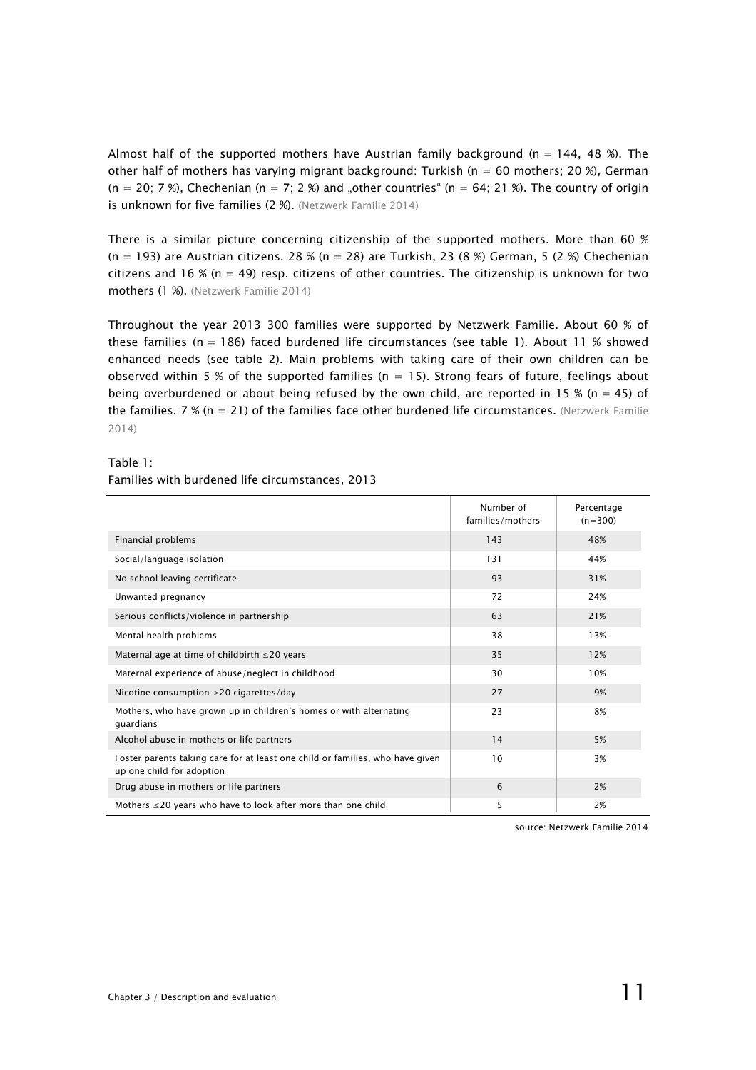Almost half of the supported mothers have Austrian family background (n = 144, 48 %). The other half of mothers has varying migrant background: Turkish (n = 60 mothers; 20 %), German (n = 20; 7 %), Chechenian (n = 7; 2 %) and „other countries" (n = 64; 21 %). The country of origin is unknown for five families (2 %). (Netzwerk Familie 2014)

There is a similar picture concerning citizenship of the supported mothers. More than 60 % (n = 193) are Austrian citizens. 28 % (n = 28) are Turkish, 23 (8 %) German, 5 (2 %) Chechenian citizens and 16 % (n = 49) resp. citizens of other countries. The citizenship is unknown for two mothers (1 %). (Netzwerk Familie 2014)

Throughout the year 2013 300 families were supported by Netzwerk Familie. About 60 % of these families (n = 186) faced burdened life circumstances (see table 1). About 11 % showed enhanced needs (see table 2). Main problems with taking care of their own children can be observed within 5 % of the supported families (n = 15). Strong fears of future, feelings about being overburdened or about being refused by the own child, are reported in 15 % (n = 45) of the families. 7 % (n = 21) of the families face other burdened life circumstances. (Netzwerk Familie 2014)

Table 1:
Families with burdened life circumstances, 2013

| | Number of families/mothers | Percentage (n=300) |
|---|---|---|
| Financial problems | 143 | 48% |
| Social/language isolation | 131 | 44% |
| No school leaving certificate | 93 | 31% |
| Unwanted pregnancy | 72 | 24% |
| Serious conflicts/violence in partnership | 63 | 21% |
| Mental health problems | 38 | 13% |
| Maternal age at time of childbirth ≤20 years | 35 | 12% |
| Maternal experience of abuse/neglect in childhood | 30 | 10% |
| Nicotine consumption >20 cigarettes/day | 27 | 9% |
| Mothers, who have grown up in children's homes or with alternating guardians | 23 | 8% |
| Alcohol abuse in mothers or life partners | 14 | 5% |
| Foster parents taking care for at least one child or families, who have given up one child for adoption | 10 | 3% |
| Drug abuse in mothers or life partners | 6 | 2% |
| Mothers ≤20 years who have to look after more than one child | 5 | 2% |

source: Netzwerk Familie 2014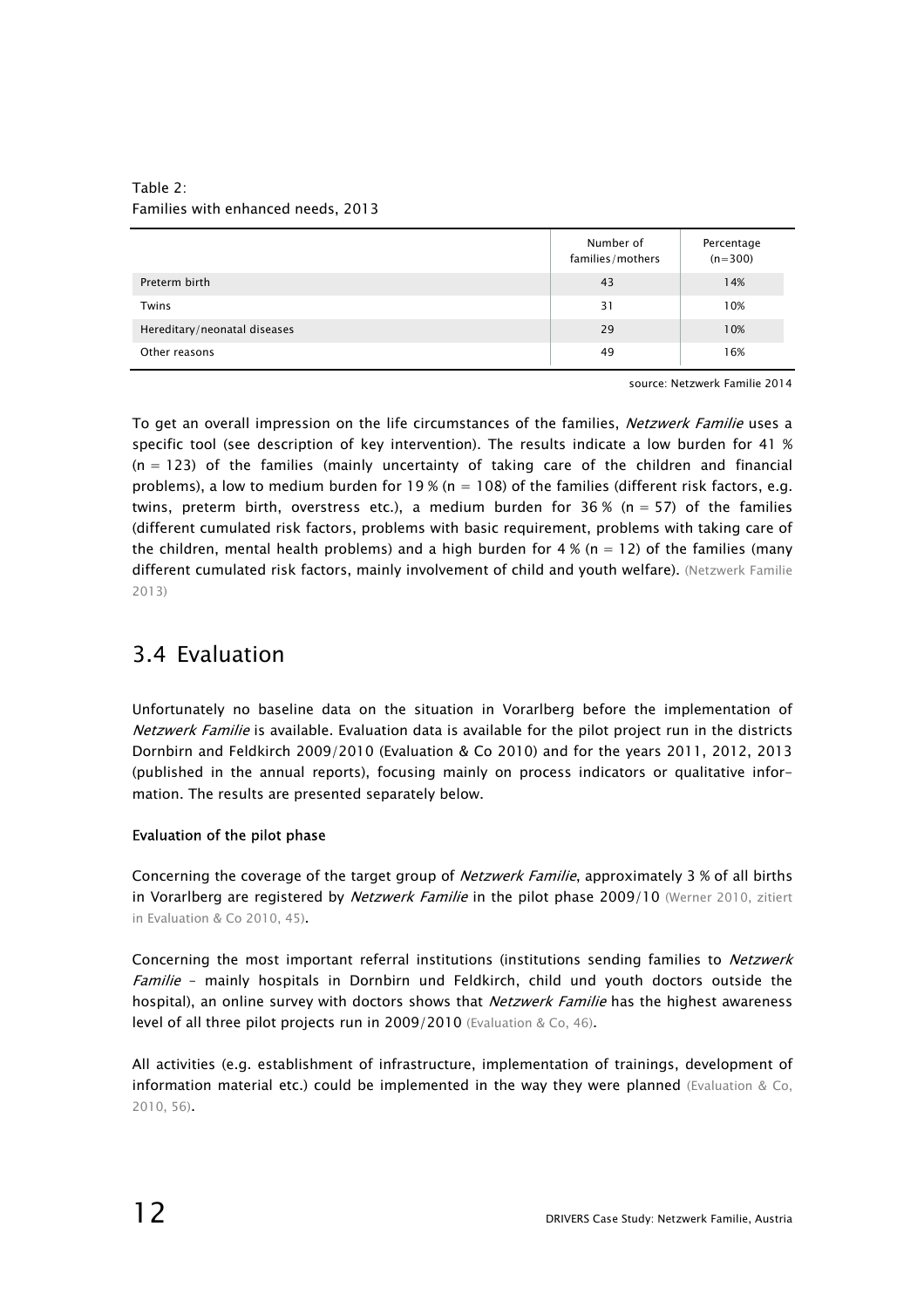Table 2:
Families with enhanced needs, 2013

| | Number of families/mothers | Percentage (n=300) |
|---|---|---|
| Preterm birth | 43 | 14% |
| Twins | 31 | 10% |
| Hereditary/neonatal diseases | 29 | 10% |
| Other reasons | 49 | 16% |

source: Netzwerk Familie 2014

To get an overall impression on the life circumstances of the families, *Netzwerk Familie* uses a specific tool (see description of key intervention). The results indicate a low burden for 41 % (n = 123) of the families (mainly uncertainty of taking care of the children and financial problems), a low to medium burden for 19 % (n = 108) of the families (different risk factors, e.g. twins, preterm birth, overstress etc.), a medium burden for 36 % (n = 57) of the families (different cumulated risk factors, problems with basic requirement, problems with taking care of the children, mental health problems) and a high burden for 4 % (n = 12) of the families (many different cumulated risk factors, mainly involvement of child and youth welfare). (Netzwerk Familie 2013)

## 3.4 Evaluation

Unfortunately no baseline data on the situation in Vorarlberg before the implementation of *Netzwerk Familie* is available. Evaluation data is available for the pilot project run in the districts Dornbirn and Feldkirch 2009/2010 (Evaluation & Co 2010) and for the years 2011, 2012, 2013 (published in the annual reports), focusing mainly on process indicators or qualitative information. The results are presented separately below.

**Evaluation of the pilot phase**

Concerning the coverage of the target group of *Netzwerk Familie*, approximately 3 % of all births in Vorarlberg are registered by *Netzwerk Familie* in the pilot phase 2009/10 (Werner 2010, zitiert in Evaluation & Co 2010, 45).

Concerning the most important referral institutions (institutions sending families to *Netzwerk Familie* – mainly hospitals in Dornbirn und Feldkirch, child und youth doctors outside the hospital), an online survey with doctors shows that *Netzwerk Familie* has the highest awareness level of all three pilot projects run in 2009/2010 (Evaluation & Co, 46).

All activities (e.g. establishment of infrastructure, implementation of trainings, development of information material etc.) could be implemented in the way they were planned (Evaluation & Co, 2010, 56).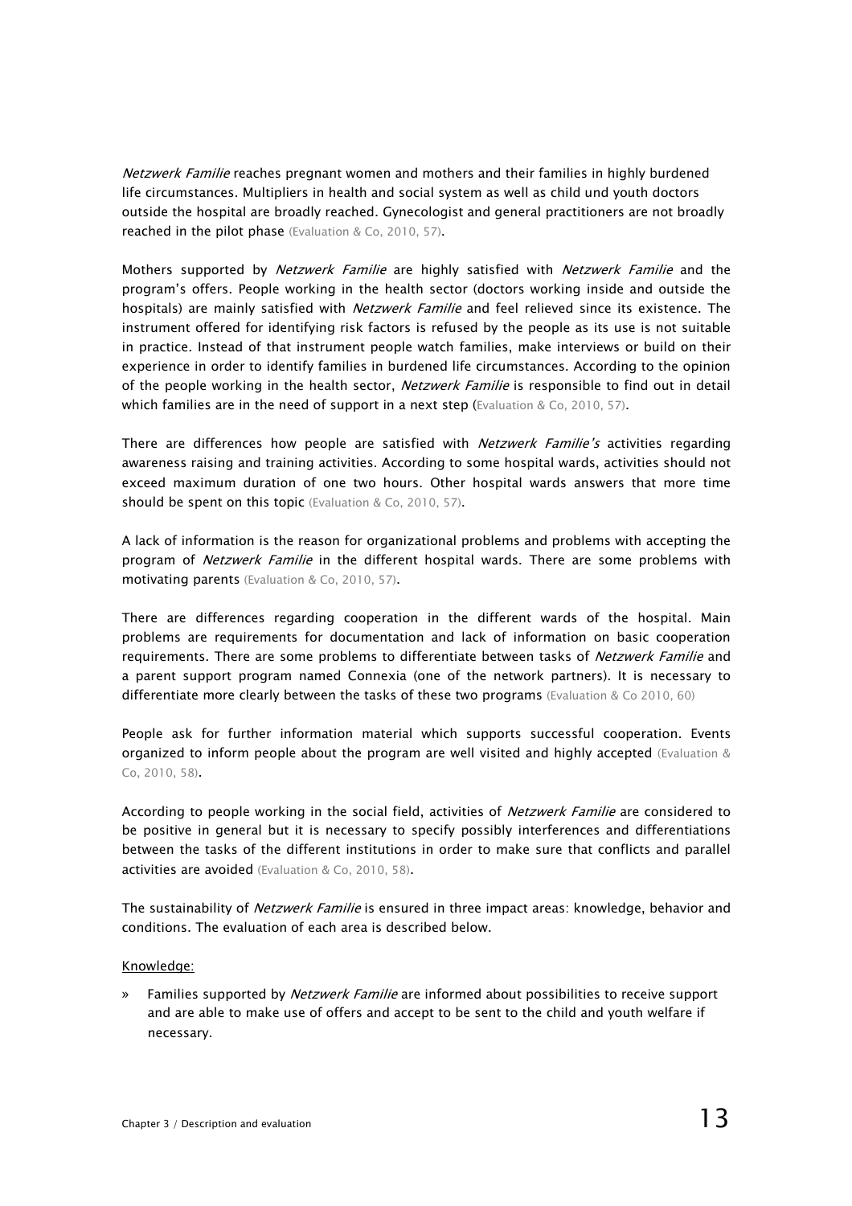*Netzwerk Familie* reaches pregnant women and mothers and their families in highly burdened life circumstances. Multipliers in health and social system as well as child und youth doctors outside the hospital are broadly reached. Gynecologist and general practitioners are not broadly reached in the pilot phase (Evaluation & Co, 2010, 57).

Mothers supported by *Netzwerk Familie* are highly satisfied with *Netzwerk Familie* and the program's offers. People working in the health sector (doctors working inside and outside the hospitals) are mainly satisfied with *Netzwerk Familie* and feel relieved since its existence. The instrument offered for identifying risk factors is refused by the people as its use is not suitable in practice. Instead of that instrument people watch families, make interviews or build on their experience in order to identify families in burdened life circumstances. According to the opinion of the people working in the health sector, *Netzwerk Familie* is responsible to find out in detail which families are in the need of support in a next step (Evaluation & Co, 2010, 57).

There are differences how people are satisfied with *Netzwerk Familie's* activities regarding awareness raising and training activities. According to some hospital wards, activities should not exceed maximum duration of one two hours. Other hospital wards answers that more time should be spent on this topic (Evaluation & Co, 2010, 57).

A lack of information is the reason for organizational problems and problems with accepting the program of *Netzwerk Familie* in the different hospital wards. There are some problems with motivating parents (Evaluation & Co, 2010, 57).

There are differences regarding cooperation in the different wards of the hospital. Main problems are requirements for documentation and lack of information on basic cooperation requirements. There are some problems to differentiate between tasks of *Netzwerk Familie* and a parent support program named Connexia (one of the network partners). It is necessary to differentiate more clearly between the tasks of these two programs (Evaluation & Co 2010, 60)

People ask for further information material which supports successful cooperation. Events organized to inform people about the program are well visited and highly accepted (Evaluation & Co, 2010, 58).

According to people working in the social field, activities of *Netzwerk Familie* are considered to be positive in general but it is necessary to specify possibly interferences and differentiations between the tasks of the different institutions in order to make sure that conflicts and parallel activities are avoided (Evaluation & Co, 2010, 58).

The sustainability of *Netzwerk Familie* is ensured in three impact areas: knowledge, behavior and conditions. The evaluation of each area is described below.

Knowledge:

» Families supported by *Netzwerk Familie* are informed about possibilities to receive support and are able to make use of offers and accept to be sent to the child and youth welfare if necessary.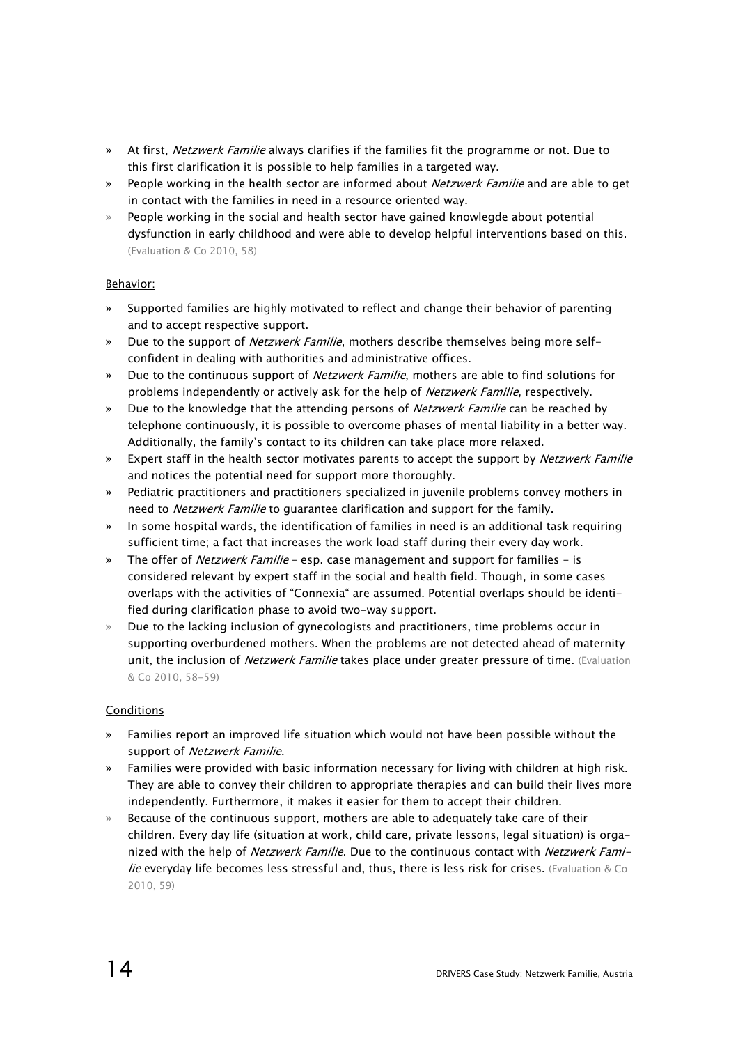- At first, *Netzwerk Familie* always clarifies if the families fit the programme or not. Due to this first clarification it is possible to help families in a targeted way.
- People working in the health sector are informed about *Netzwerk Familie* and are able to get in contact with the families in need in a resource oriented way.
- People working in the social and health sector have gained knowlegde about potential dysfunction in early childhood and were able to develop helpful interventions based on this. (Evaluation & Co 2010, 58)

Behavior:

- Supported families are highly motivated to reflect and change their behavior of parenting and to accept respective support.
- Due to the support of *Netzwerk Familie*, mothers describe themselves being more self-confident in dealing with authorities and administrative offices.
- Due to the continuous support of *Netzwerk Familie*, mothers are able to find solutions for problems independently or actively ask for the help of *Netzwerk Familie*, respectively.
- Due to the knowledge that the attending persons of *Netzwerk Familie* can be reached by telephone continuously, it is possible to overcome phases of mental liability in a better way. Additionally, the family's contact to its children can take place more relaxed.
- Expert staff in the health sector motivates parents to accept the support by *Netzwerk Familie* and notices the potential need for support more thoroughly.
- Pediatric practitioners and practitioners specialized in juvenile problems convey mothers in need to *Netzwerk Familie* to guarantee clarification and support for the family.
- In some hospital wards, the identification of families in need is an additional task requiring sufficient time; a fact that increases the work load staff during their every day work.
- The offer of *Netzwerk Familie* – esp. case management and support for families - is considered relevant by expert staff in the social and health field. Though, in some cases overlaps with the activities of "Connexia" are assumed. Potential overlaps should be identified during clarification phase to avoid two-way support.
- Due to the lacking inclusion of gynecologists and practitioners, time problems occur in supporting overburdened mothers. When the problems are not detected ahead of maternity unit, the inclusion of *Netzwerk Familie* takes place under greater pressure of time. (Evaluation & Co 2010, 58-59)

Conditions

- Families report an improved life situation which would not have been possible without the support of *Netzwerk Familie*.
- Families were provided with basic information necessary for living with children at high risk. They are able to convey their children to appropriate therapies and can build their lives more independently. Furthermore, it makes it easier for them to accept their children.
- Because of the continuous support, mothers are able to adequately take care of their children. Every day life (situation at work, child care, private lessons, legal situation) is organized with the help of *Netzwerk Familie*. Due to the continuous contact with *Netzwerk Familie* everyday life becomes less stressful and, thus, there is less risk for crises. (Evaluation & Co 2010, 59)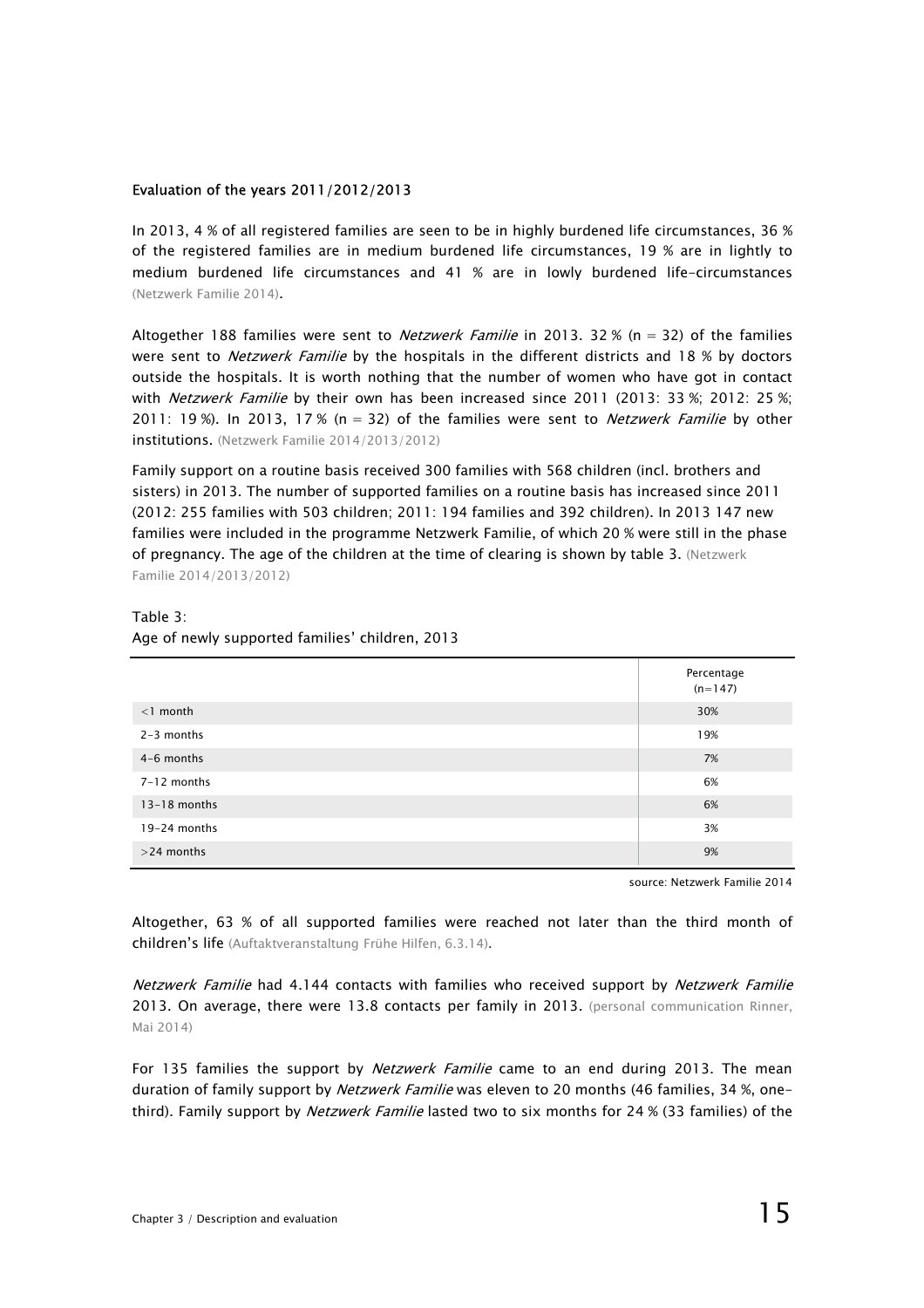**Evaluation of the years 2011/2012/2013**

In 2013, 4 % of all registered families are seen to be in highly burdened life circumstances, 36 % of the registered families are in medium burdened life circumstances, 19 % are in lightly to medium burdened life circumstances and 41 % are in lowly burdened life-circumstances (Netzwerk Familie 2014).

Altogether 188 families were sent to *Netzwerk Familie* in 2013. 32 % (n = 32) of the families were sent to *Netzwerk Familie* by the hospitals in the different districts and 18 % by doctors outside the hospitals. It is worth nothing that the number of women who have got in contact with *Netzwerk Familie* by their own has been increased since 2011 (2013: 33 %; 2012: 25 %; 2011: 19 %). In 2013, 17 % (n = 32) of the families were sent to *Netzwerk Familie* by other institutions. (Netzwerk Familie 2014/2013/2012)

Family support on a routine basis received 300 families with 568 children (incl. brothers and sisters) in 2013. The number of supported families on a routine basis has increased since 2011 (2012: 255 families with 503 children; 2011: 194 families and 392 children). In 2013 147 new families were included in the programme Netzwerk Familie, of which 20 % were still in the phase of pregnancy. The age of the children at the time of clearing is shown by table 3. (Netzwerk Familie 2014/2013/2012)

Table 3:
Age of newly supported families' children, 2013

| | Percentage (n=147) |
|---|---|
| <1 month | 30% |
| 2-3 months | 19% |
| 4-6 months | 7% |
| 7-12 months | 6% |
| 13-18 months | 6% |
| 19-24 months | 3% |
| >24 months | 9% |

source: Netzwerk Familie 2014

Altogether, 63 % of all supported families were reached not later than the third month of children's life (Auftaktveranstaltung Frühe Hilfen, 6.3.14).

*Netzwerk Familie* had 4.144 contacts with families who received support by *Netzwerk Familie* 2013. On average, there were 13.8 contacts per family in 2013. (personal communication Rinner, Mai 2014)

For 135 families the support by *Netzwerk Familie* came to an end during 2013. The mean duration of family support by *Netzwerk Familie* was eleven to 20 months (46 families, 34 %, one-third). Family support by *Netzwerk Familie* lasted two to six months for 24 % (33 families) of the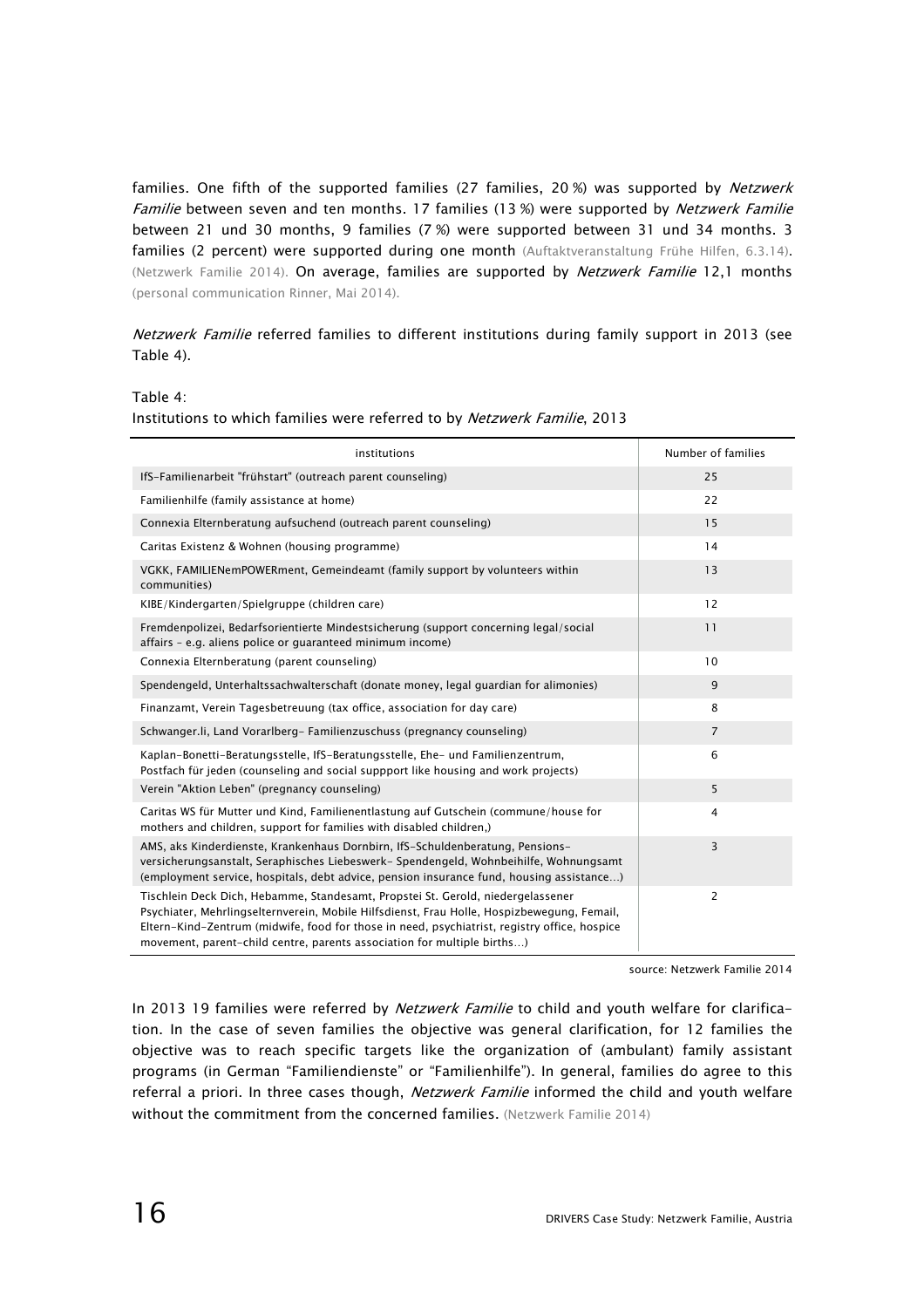families. One fifth of the supported families (27 families, 20 %) was supported by *Netzwerk Familie* between seven and ten months. 17 families (13 %) were supported by *Netzwerk Familie* between 21 und 30 months, 9 families (7 %) were supported between 31 und 34 months. 3 families (2 percent) were supported during one month (Auftaktveranstaltung Frühe Hilfen, 6.3.14). (Netzwerk Familie 2014). On average, families are supported by *Netzwerk Familie* 12,1 months (personal communication Rinner, Mai 2014).

*Netzwerk Familie* referred families to different institutions during family support in 2013 (see Table 4).

Table 4:
Institutions to which families were referred to by *Netzwerk Familie*, 2013

| institutions | Number of families |
|---|---|
| IfS-Familienarbeit "frühstart" (outreach parent counseling) | 25 |
| Familienhilfe (family assistance at home) | 22 |
| Connexia Elternberatung aufsuchend (outreach parent counseling) | 15 |
| Caritas Existenz & Wohnen (housing programme) | 14 |
| VGKK, FAMILIENemPOWERment, Gemeindeamt (family support by volunteers within communities) | 13 |
| KIBE/Kindergarten/Spielgruppe (children care) | 12 |
| Fremdenpolizei, Bedarfsorientierte Mindestsicherung (support concerning legal/social affairs – e.g. aliens police or guaranteed minimum income) | 11 |
| Connexia Elternberatung (parent counseling) | 10 |
| Spendengeld, Unterhaltssachwalterschaft (donate money, legal guardian for alimonies) | 9 |
| Finanzamt, Verein Tagesbetreuung (tax office, association for day care) | 8 |
| Schwanger.li, Land Vorarlberg- Familienzuschuss (pregnancy counseling) | 7 |
| Kaplan-Bonetti-Beratungsstelle, IfS-Beratungsstelle, Ehe- und Familienzentrum, Postfach für jeden (counseling and social suppport like housing and work projects) | 6 |
| Verein "Aktion Leben" (pregnancy counseling) | 5 |
| Caritas WS für Mutter und Kind, Familienentlastung auf Gutschein (commune/house for mothers and children, support for families with disabled children,) | 4 |
| AMS, aks Kinderdienste, Krankenhaus Dornbirn, IfS-Schuldenberatung, Pensions-versicherungsanstalt, Seraphisches Liebeswerk- Spendengeld, Wohnbeihilfe, Wohnungsamt (employment service, hospitals, debt advice, pension insurance fund, housing assistance…) | 3 |
| Tischlein Deck Dich, Hebamme, Standesamt, Propstei St. Gerold, niedergelassener Psychiater, Mehrlingselternverein, Mobile Hilfsdienst, Frau Holle, Hospizbewegung, Femail, Eltern-Kind-Zentrum (midwife, food for those in need, psychiatrist, registry office, hospice movement, parent-child centre, parents association for multiple births…) | 2 |

source: Netzwerk Familie 2014

In 2013 19 families were referred by *Netzwerk Familie* to child and youth welfare for clarification. In the case of seven families the objective was general clarification, for 12 families the objective was to reach specific targets like the organization of (ambulant) family assistant programs (in German "Familiendienste" or "Familienhilfe"). In general, families do agree to this referral a priori. In three cases though, *Netzwerk Familie* informed the child and youth welfare without the commitment from the concerned families. (Netzwerk Familie 2014)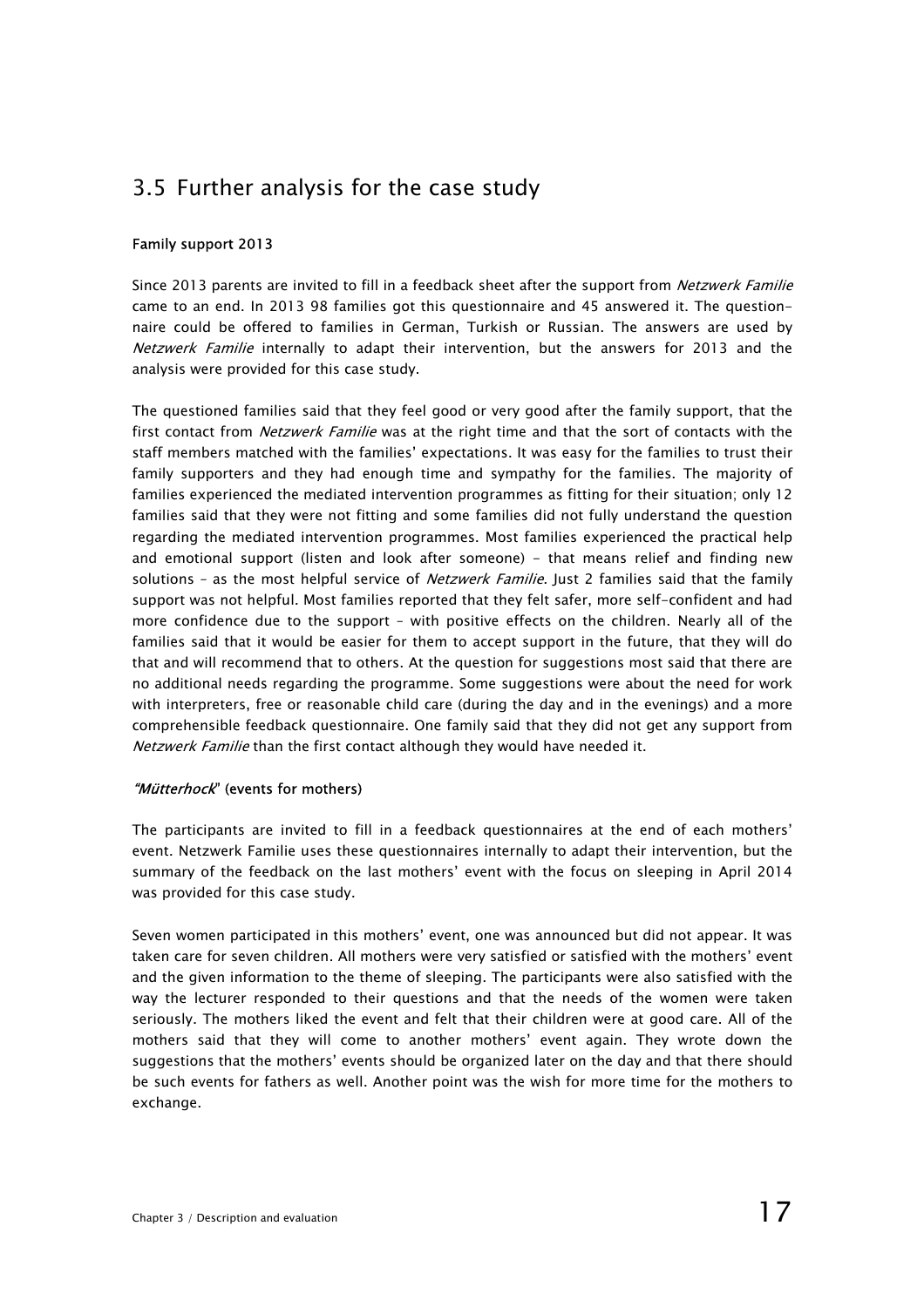## 3.5 Further analysis for the case study

**Family support 2013**

Since 2013 parents are invited to fill in a feedback sheet after the support from *Netzwerk Familie* came to an end. In 2013 98 families got this questionnaire and 45 answered it. The questionnaire could be offered to families in German, Turkish or Russian. The answers are used by *Netzwerk Familie* internally to adapt their intervention, but the answers for 2013 and the analysis were provided for this case study.

The questioned families said that they feel good or very good after the family support, that the first contact from *Netzwerk Familie* was at the right time and that the sort of contacts with the staff members matched with the families' expectations. It was easy for the families to trust their family supporters and they had enough time and sympathy for the families. The majority of families experienced the mediated intervention programmes as fitting for their situation; only 12 families said that they were not fitting and some families did not fully understand the question regarding the mediated intervention programmes. Most families experienced the practical help and emotional support (listen and look after someone) – that means relief and finding new solutions – as the most helpful service of *Netzwerk Familie*. Just 2 families said that the family support was not helpful. Most families reported that they felt safer, more self-confident and had more confidence due to the support – with positive effects on the children. Nearly all of the families said that it would be easier for them to accept support in the future, that they will do that and will recommend that to others. At the question for suggestions most said that there are no additional needs regarding the programme. Some suggestions were about the need for work with interpreters, free or reasonable child care (during the day and in the evenings) and a more comprehensible feedback questionnaire. One family said that they did not get any support from *Netzwerk Familie* than the first contact although they would have needed it.

**"*Mütterhock*" (events for mothers)**

The participants are invited to fill in a feedback questionnaires at the end of each mothers' event. Netzwerk Familie uses these questionnaires internally to adapt their intervention, but the summary of the feedback on the last mothers' event with the focus on sleeping in April 2014 was provided for this case study.

Seven women participated in this mothers' event, one was announced but did not appear. It was taken care for seven children. All mothers were very satisfied or satisfied with the mothers' event and the given information to the theme of sleeping. The participants were also satisfied with the way the lecturer responded to their questions and that the needs of the women were taken seriously. The mothers liked the event and felt that their children were at good care. All of the mothers said that they will come to another mothers' event again. They wrote down the suggestions that the mothers' events should be organized later on the day and that there should be such events for fathers as well. Another point was the wish for more time for the mothers to exchange.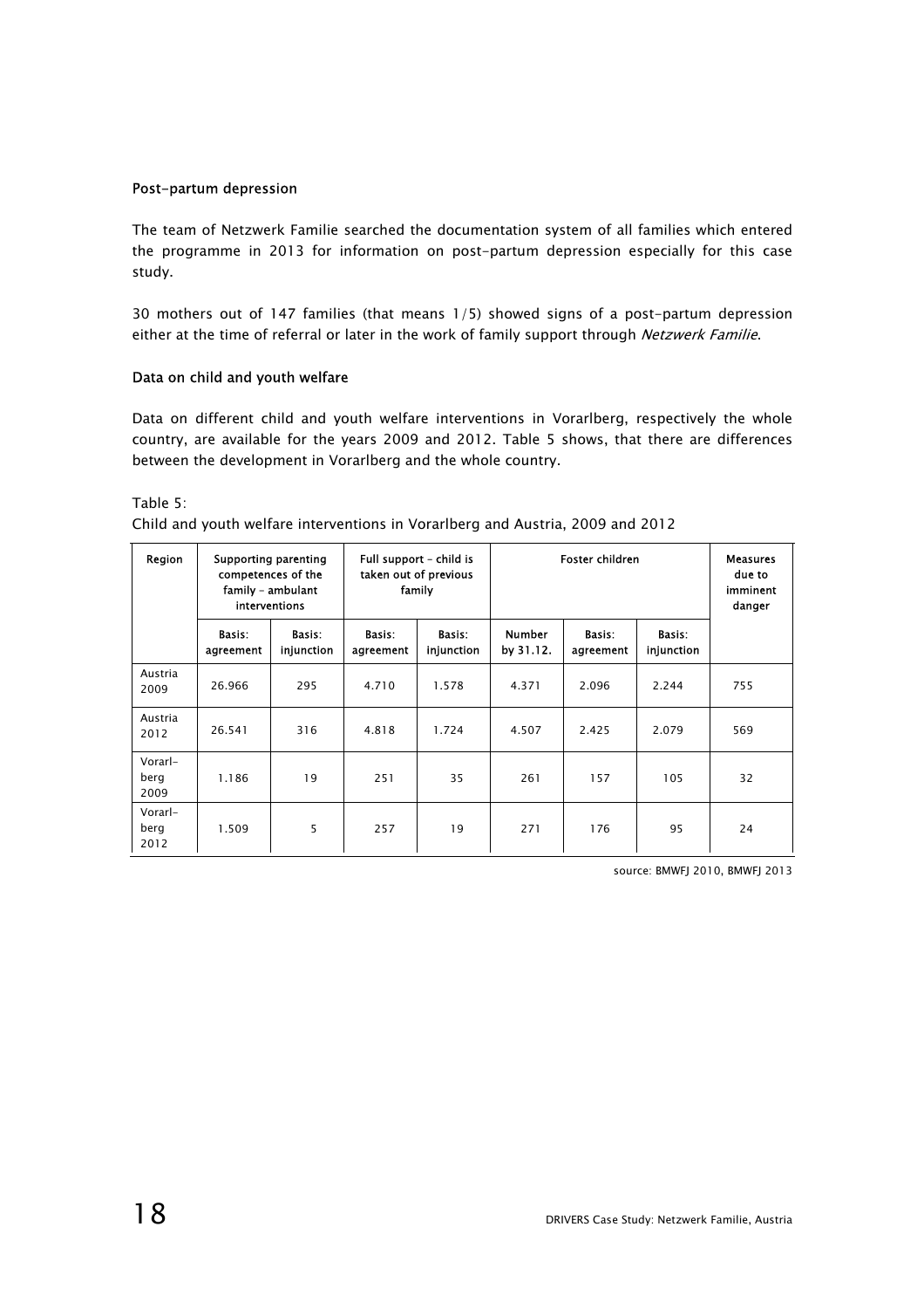### Post-partum depression

The team of Netzwerk Familie searched the documentation system of all families which entered the programme in 2013 for information on post-partum depression especially for this case study.

30 mothers out of 147 families (that means 1/5) showed signs of a post-partum depression either at the time of referral or later in the work of family support through *Netzwerk Familie*.

### Data on child and youth welfare

Data on different child and youth welfare interventions in Vorarlberg, respectively the whole country, are available for the years 2009 and 2012. Table 5 shows, that there are differences between the development in Vorarlberg and the whole country.

Table 5:
Child and youth welfare interventions in Vorarlberg and Austria, 2009 and 2012

| Region | Supporting parenting competences of the family – ambulant interventions | | Full support – child is taken out of previous family | | Foster children | | | Measures due to imminent danger |
|---|---|---|---|---|---|---|---|---|
| | Basis: agreement | Basis: injunction | Basis: agreement | Basis: injunction | Number by 31.12. | Basis: agreement | Basis: injunction | |
| Austria 2009 | 26.966 | 295 | 4.710 | 1.578 | 4.371 | 2.096 | 2.244 | 755 |
| Austria 2012 | 26.541 | 316 | 4.818 | 1.724 | 4.507 | 2.425 | 2.079 | 569 |
| Vorarl-berg 2009 | 1.186 | 19 | 251 | 35 | 261 | 157 | 105 | 32 |
| Vorarl-berg 2012 | 1.509 | 5 | 257 | 19 | 271 | 176 | 95 | 24 |

source: BMWFJ 2010, BMWFJ 2013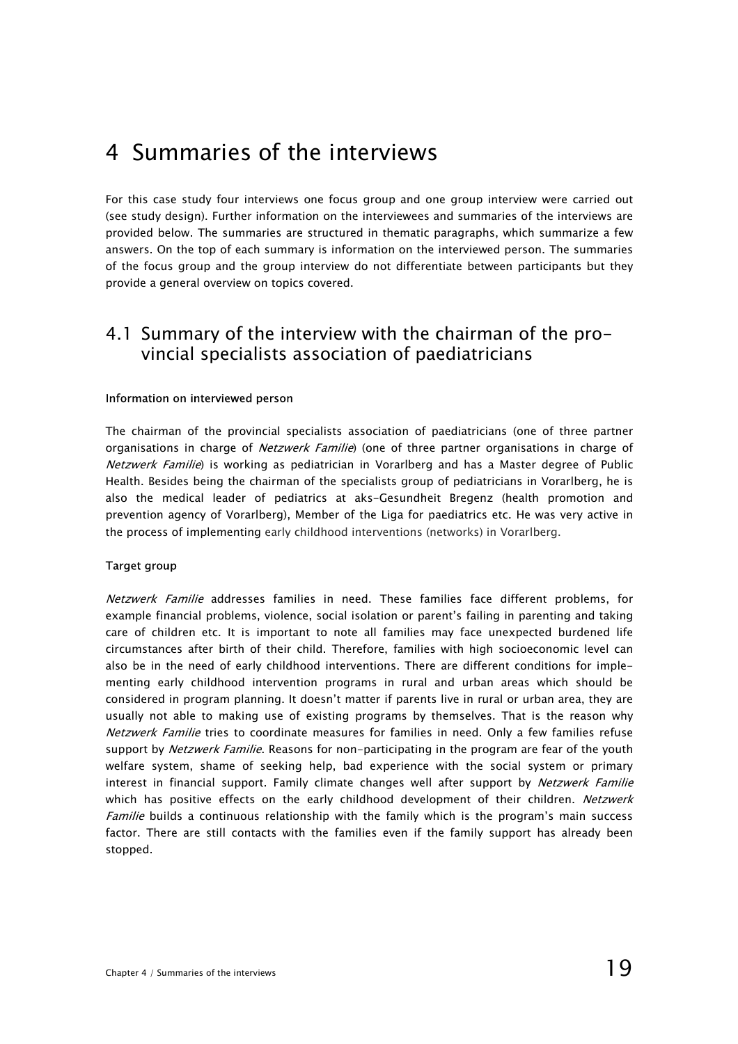# 4 Summaries of the interviews

For this case study four interviews one focus group and one group interview were carried out (see study design). Further information on the interviewees and summaries of the interviews are provided below. The summaries are structured in thematic paragraphs, which summarize a few answers. On the top of each summary is information on the interviewed person. The summaries of the focus group and the group interview do not differentiate between participants but they provide a general overview on topics covered.

## 4.1 Summary of the interview with the chairman of the provincial specialists association of paediatricians

#### Information on interviewed person

The chairman of the provincial specialists association of paediatricians (one of three partner organisations in charge of *Netzwerk Familie*) (one of three partner organisations in charge of *Netzwerk Familie*) is working as pediatrician in Vorarlberg and has a Master degree of Public Health. Besides being the chairman of the specialists group of pediatricians in Vorarlberg, he is also the medical leader of pediatrics at aks-Gesundheit Bregenz (health promotion and prevention agency of Vorarlberg), Member of the Liga for paediatrics etc. He was very active in the process of implementing early childhood interventions (networks) in Vorarlberg.

#### Target group

*Netzwerk Familie* addresses families in need. These families face different problems, for example financial problems, violence, social isolation or parent's failing in parenting and taking care of children etc. It is important to note all families may face unexpected burdened life circumstances after birth of their child. Therefore, families with high socioeconomic level can also be in the need of early childhood interventions. There are different conditions for implementing early childhood intervention programs in rural and urban areas which should be considered in program planning. It doesn't matter if parents live in rural or urban area, they are usually not able to making use of existing programs by themselves. That is the reason why *Netzwerk Familie* tries to coordinate measures for families in need. Only a few families refuse support by *Netzwerk Familie*. Reasons for non-participating in the program are fear of the youth welfare system, shame of seeking help, bad experience with the social system or primary interest in financial support. Family climate changes well after support by *Netzwerk Familie* which has positive effects on the early childhood development of their children. *Netzwerk Familie* builds a continuous relationship with the family which is the program's main success factor. There are still contacts with the families even if the family support has already been stopped.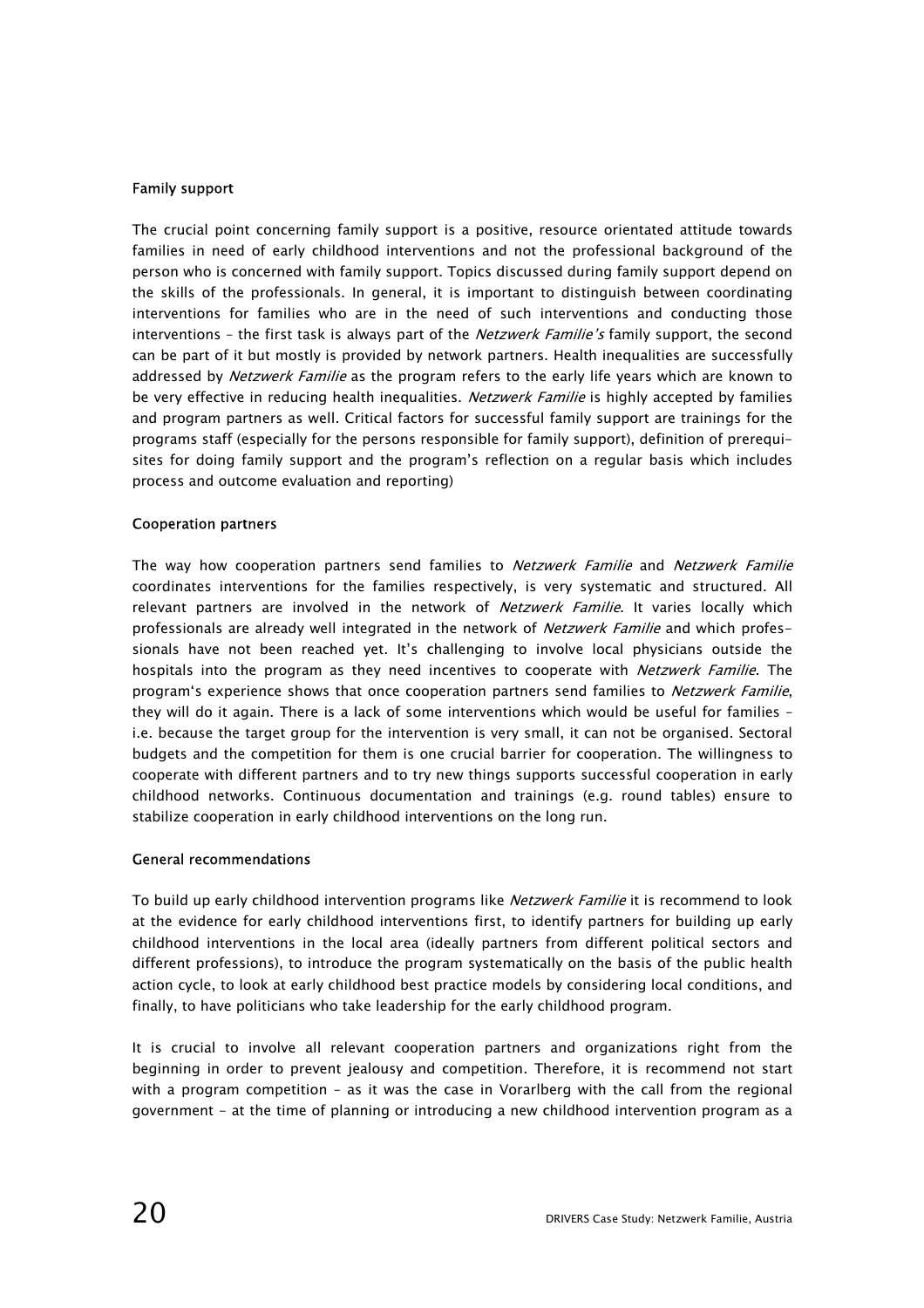### Family support

The crucial point concerning family support is a positive, resource orientated attitude towards families in need of early childhood interventions and not the professional background of the person who is concerned with family support. Topics discussed during family support depend on the skills of the professionals. In general, it is important to distinguish between coordinating interventions for families who are in the need of such interventions and conducting those interventions – the first task is always part of the *Netzwerk Familie's* family support, the second can be part of it but mostly is provided by network partners. Health inequalities are successfully addressed by *Netzwerk Familie* as the program refers to the early life years which are known to be very effective in reducing health inequalities. *Netzwerk Familie* is highly accepted by families and program partners as well. Critical factors for successful family support are trainings for the programs staff (especially for the persons responsible for family support), definition of prerequisites for doing family support and the program's reflection on a regular basis which includes process and outcome evaluation and reporting)

### Cooperation partners

The way how cooperation partners send families to *Netzwerk Familie* and *Netzwerk Familie* coordinates interventions for the families respectively, is very systematic and structured. All relevant partners are involved in the network of *Netzwerk Familie*. It varies locally which professionals are already well integrated in the network of *Netzwerk Familie* and which professionals have not been reached yet. It's challenging to involve local physicians outside the hospitals into the program as they need incentives to cooperate with *Netzwerk Familie*. The program's experience shows that once cooperation partners send families to *Netzwerk Familie*, they will do it again. There is a lack of some interventions which would be useful for families – i.e. because the target group for the intervention is very small, it can not be organised. Sectoral budgets and the competition for them is one crucial barrier for cooperation. The willingness to cooperate with different partners and to try new things supports successful cooperation in early childhood networks. Continuous documentation and trainings (e.g. round tables) ensure to stabilize cooperation in early childhood interventions on the long run.

### General recommendations

To build up early childhood intervention programs like *Netzwerk Familie* it is recommend to look at the evidence for early childhood interventions first, to identify partners for building up early childhood interventions in the local area (ideally partners from different political sectors and different professions), to introduce the program systematically on the basis of the public health action cycle, to look at early childhood best practice models by considering local conditions, and finally, to have politicians who take leadership for the early childhood program.

It is crucial to involve all relevant cooperation partners and organizations right from the beginning in order to prevent jealousy and competition. Therefore, it is recommend not start with a program competition – as it was the case in Vorarlberg with the call from the regional government - at the time of planning or introducing a new childhood intervention program as a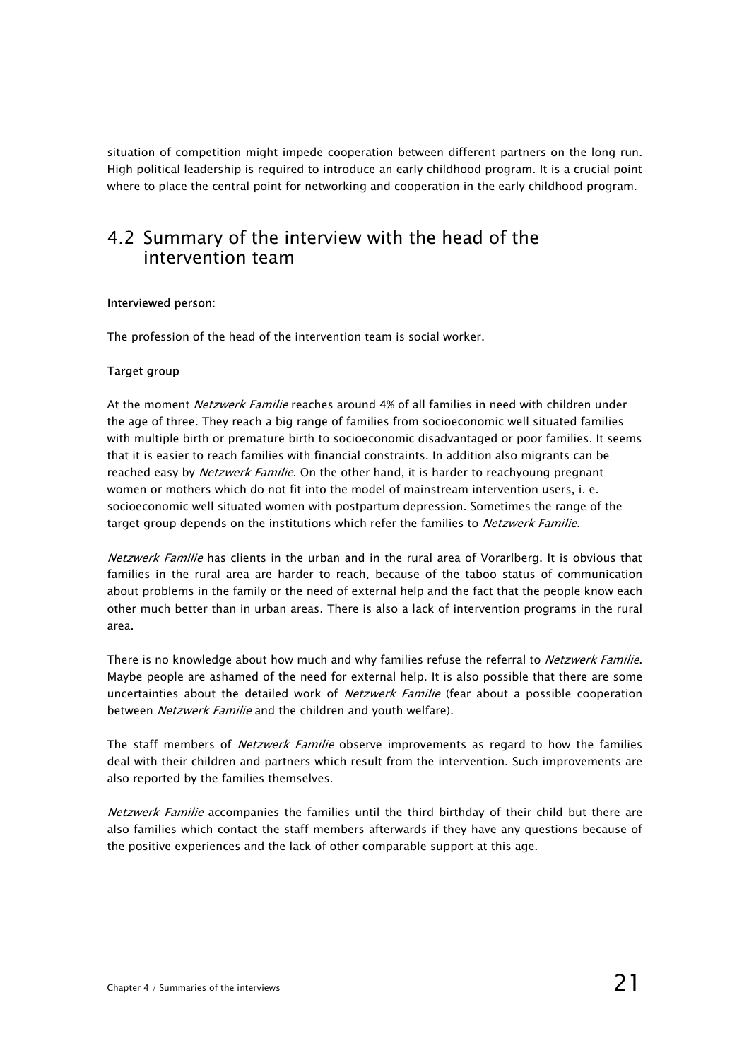situation of competition might impede cooperation between different partners on the long run. High political leadership is required to introduce an early childhood program. It is a crucial point where to place the central point for networking and cooperation in the early childhood program.

## 4.2 Summary of the interview with the head of the intervention team

**Interviewed person**:

The profession of the head of the intervention team is social worker.

**Target group**

At the moment *Netzwerk Familie* reaches around 4% of all families in need with children under the age of three. They reach a big range of families from socioeconomic well situated families with multiple birth or premature birth to socioeconomic disadvantaged or poor families. It seems that it is easier to reach families with financial constraints. In addition also migrants can be reached easy by *Netzwerk Familie*. On the other hand, it is harder to reachyoung pregnant women or mothers which do not fit into the model of mainstream intervention users, i. e. socioeconomic well situated women with postpartum depression. Sometimes the range of the target group depends on the institutions which refer the families to *Netzwerk Familie*.

*Netzwerk Familie* has clients in the urban and in the rural area of Vorarlberg. It is obvious that families in the rural area are harder to reach, because of the taboo status of communication about problems in the family or the need of external help and the fact that the people know each other much better than in urban areas. There is also a lack of intervention programs in the rural area.

There is no knowledge about how much and why families refuse the referral to *Netzwerk Familie*. Maybe people are ashamed of the need for external help. It is also possible that there are some uncertainties about the detailed work of *Netzwerk Familie* (fear about a possible cooperation between *Netzwerk Familie* and the children and youth welfare).

The staff members of *Netzwerk Familie* observe improvements as regard to how the families deal with their children and partners which result from the intervention. Such improvements are also reported by the families themselves.

*Netzwerk Familie* accompanies the families until the third birthday of their child but there are also families which contact the staff members afterwards if they have any questions because of the positive experiences and the lack of other comparable support at this age.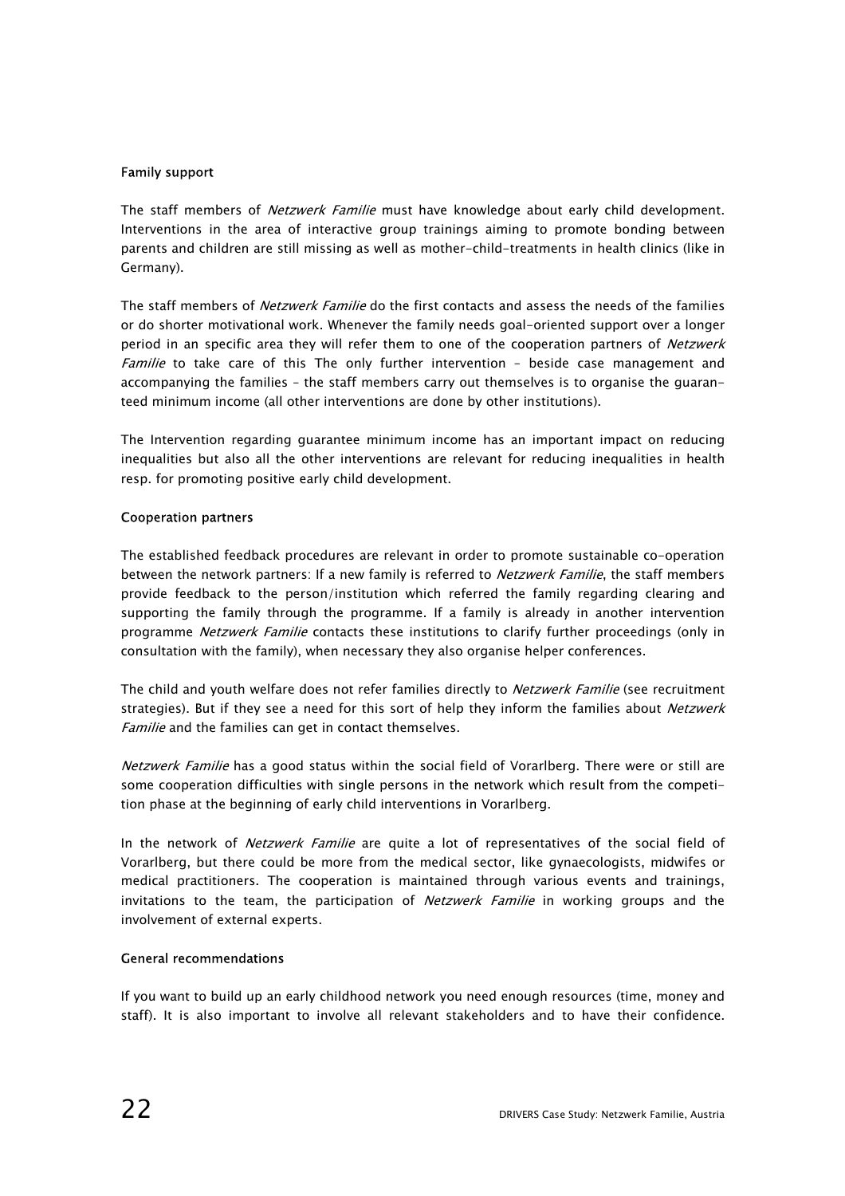### Family support

The staff members of *Netzwerk Familie* must have knowledge about early child development. Interventions in the area of interactive group trainings aiming to promote bonding between parents and children are still missing as well as mother-child-treatments in health clinics (like in Germany).

The staff members of *Netzwerk Familie* do the first contacts and assess the needs of the families or do shorter motivational work. Whenever the family needs goal-oriented support over a longer period in an specific area they will refer them to one of the cooperation partners of *Netzwerk Familie* to take care of this The only further intervention – beside case management and accompanying the families – the staff members carry out themselves is to organise the guaranteed minimum income (all other interventions are done by other institutions).

The Intervention regarding guarantee minimum income has an important impact on reducing inequalities but also all the other interventions are relevant for reducing inequalities in health resp. for promoting positive early child development.

### Cooperation partners

The established feedback procedures are relevant in order to promote sustainable co-operation between the network partners: If a new family is referred to *Netzwerk Familie*, the staff members provide feedback to the person/institution which referred the family regarding clearing and supporting the family through the programme. If a family is already in another intervention programme *Netzwerk Familie* contacts these institutions to clarify further proceedings (only in consultation with the family), when necessary they also organise helper conferences.

The child and youth welfare does not refer families directly to *Netzwerk Familie* (see recruitment strategies). But if they see a need for this sort of help they inform the families about *Netzwerk Familie* and the families can get in contact themselves.

*Netzwerk Familie* has a good status within the social field of Vorarlberg. There were or still are some cooperation difficulties with single persons in the network which result from the competition phase at the beginning of early child interventions in Vorarlberg.

In the network of *Netzwerk Familie* are quite a lot of representatives of the social field of Vorarlberg, but there could be more from the medical sector, like gynaecologists, midwifes or medical practitioners. The cooperation is maintained through various events and trainings, invitations to the team, the participation of *Netzwerk Familie* in working groups and the involvement of external experts.

### General recommendations

If you want to build up an early childhood network you need enough resources (time, money and staff). It is also important to involve all relevant stakeholders and to have their confidence.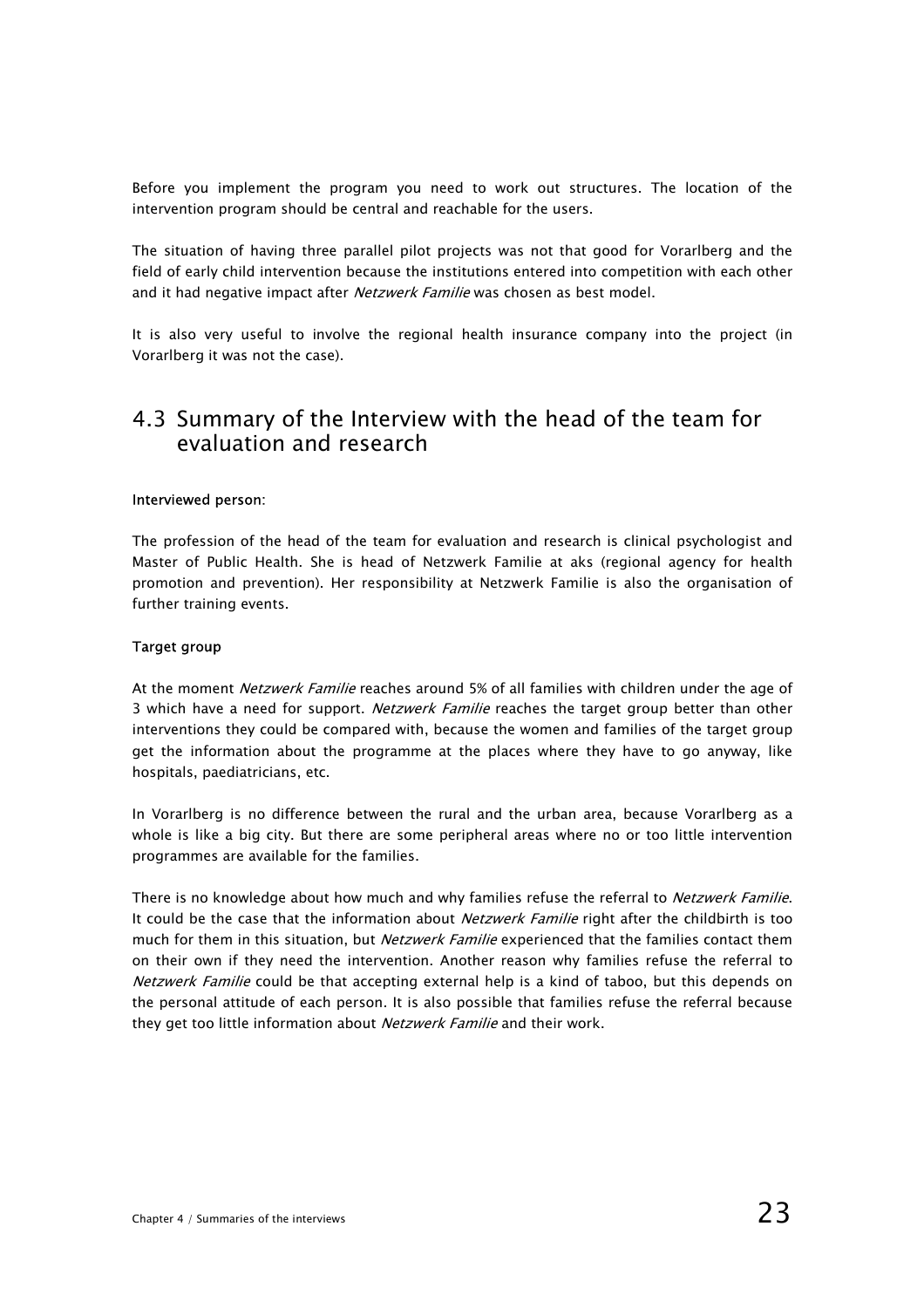Before you implement the program you need to work out structures. The location of the intervention program should be central and reachable for the users.

The situation of having three parallel pilot projects was not that good for Vorarlberg and the field of early child intervention because the institutions entered into competition with each other and it had negative impact after *Netzwerk Familie* was chosen as best model.

It is also very useful to involve the regional health insurance company into the project (in Vorarlberg it was not the case).

## 4.3 Summary of the Interview with the head of the team for evaluation and research

**Interviewed person:**

The profession of the head of the team for evaluation and research is clinical psychologist and Master of Public Health. She is head of Netzwerk Familie at aks (regional agency for health promotion and prevention). Her responsibility at Netzwerk Familie is also the organisation of further training events.

**Target group**

At the moment *Netzwerk Familie* reaches around 5% of all families with children under the age of 3 which have a need for support. *Netzwerk Familie* reaches the target group better than other interventions they could be compared with, because the women and families of the target group get the information about the programme at the places where they have to go anyway, like hospitals, paediatricians, etc.

In Vorarlberg is no difference between the rural and the urban area, because Vorarlberg as a whole is like a big city. But there are some peripheral areas where no or too little intervention programmes are available for the families.

There is no knowledge about how much and why families refuse the referral to *Netzwerk Familie*. It could be the case that the information about *Netzwerk Familie* right after the childbirth is too much for them in this situation, but *Netzwerk Familie* experienced that the families contact them on their own if they need the intervention. Another reason why families refuse the referral to *Netzwerk Familie* could be that accepting external help is a kind of taboo, but this depends on the personal attitude of each person. It is also possible that families refuse the referral because they get too little information about *Netzwerk Familie* and their work.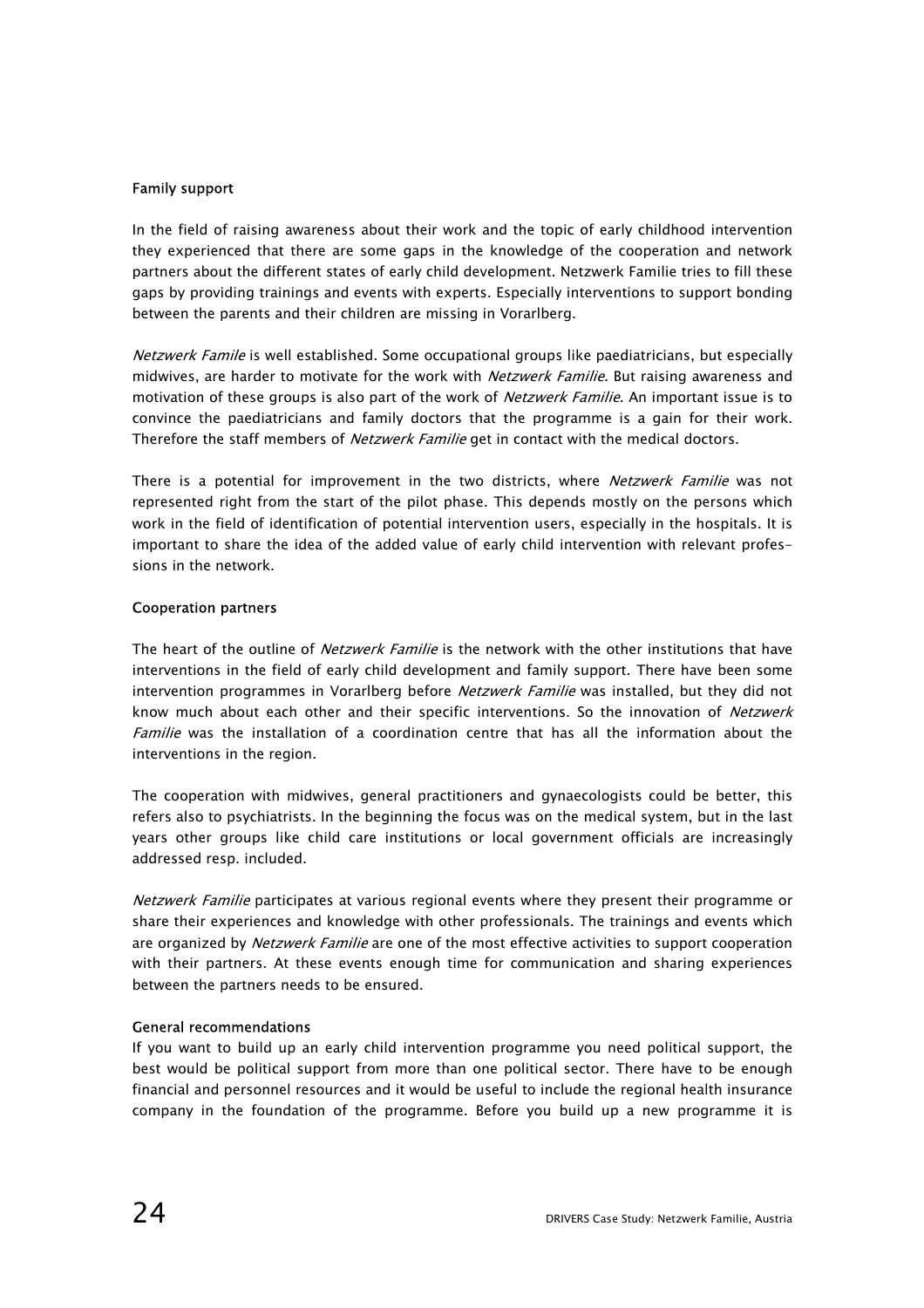### Family support

In the field of raising awareness about their work and the topic of early childhood intervention they experienced that there are some gaps in the knowledge of the cooperation and network partners about the different states of early child development. Netzwerk Familie tries to fill these gaps by providing trainings and events with experts. Especially interventions to support bonding between the parents and their children are missing in Vorarlberg.

*Netzwerk Famile* is well established. Some occupational groups like paediatricians, but especially midwives, are harder to motivate for the work with *Netzwerk Familie*. But raising awareness and motivation of these groups is also part of the work of *Netzwerk Familie*. An important issue is to convince the paediatricians and family doctors that the programme is a gain for their work. Therefore the staff members of *Netzwerk Familie* get in contact with the medical doctors.

There is a potential for improvement in the two districts, where *Netzwerk Familie* was not represented right from the start of the pilot phase. This depends mostly on the persons which work in the field of identification of potential intervention users, especially in the hospitals. It is important to share the idea of the added value of early child intervention with relevant professions in the network.

### Cooperation partners

The heart of the outline of *Netzwerk Familie* is the network with the other institutions that have interventions in the field of early child development and family support. There have been some intervention programmes in Vorarlberg before *Netzwerk Familie* was installed, but they did not know much about each other and their specific interventions. So the innovation of *Netzwerk Familie* was the installation of a coordination centre that has all the information about the interventions in the region.

The cooperation with midwives, general practitioners and gynaecologists could be better, this refers also to psychiatrists. In the beginning the focus was on the medical system, but in the last years other groups like child care institutions or local government officials are increasingly addressed resp. included.

*Netzwerk Familie* participates at various regional events where they present their programme or share their experiences and knowledge with other professionals. The trainings and events which are organized by *Netzwerk Familie* are one of the most effective activities to support cooperation with their partners. At these events enough time for communication and sharing experiences between the partners needs to be ensured.

### General recommendations

If you want to build up an early child intervention programme you need political support, the best would be political support from more than one political sector. There have to be enough financial and personnel resources and it would be useful to include the regional health insurance company in the foundation of the programme. Before you build up a new programme it is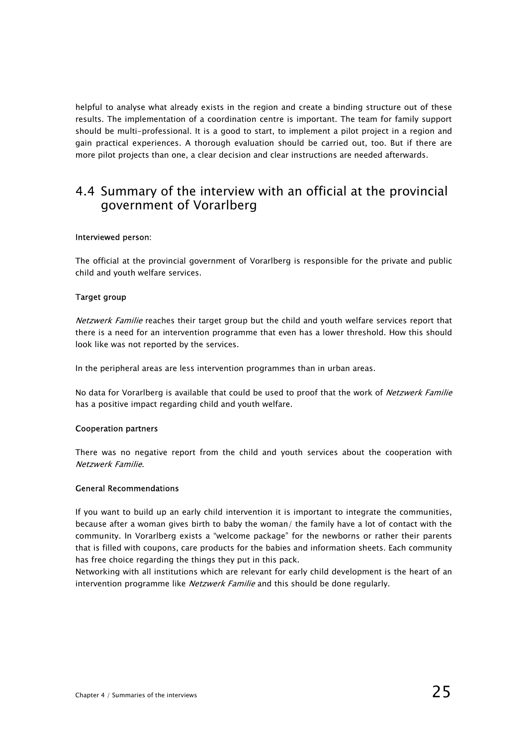helpful to analyse what already exists in the region and create a binding structure out of these results. The implementation of a coordination centre is important. The team for family support should be multi-professional. It is a good to start, to implement a pilot project in a region and gain practical experiences. A thorough evaluation should be carried out, too. But if there are more pilot projects than one, a clear decision and clear instructions are needed afterwards.

## 4.4 Summary of the interview with an official at the provincial government of Vorarlberg

**Interviewed person:**

The official at the provincial government of Vorarlberg is responsible for the private and public child and youth welfare services.

**Target group**

*Netzwerk Familie* reaches their target group but the child and youth welfare services report that there is a need for an intervention programme that even has a lower threshold. How this should look like was not reported by the services.

In the peripheral areas are less intervention programmes than in urban areas.

No data for Vorarlberg is available that could be used to proof that the work of *Netzwerk Familie* has a positive impact regarding child and youth welfare.

**Cooperation partners**

There was no negative report from the child and youth services about the cooperation with *Netzwerk Familie*.

**General Recommendations**

If you want to build up an early child intervention it is important to integrate the communities, because after a woman gives birth to baby the woman/ the family have a lot of contact with the community. In Vorarlberg exists a "welcome package" for the newborns or rather their parents that is filled with coupons, care products for the babies and information sheets. Each community has free choice regarding the things they put in this pack.

Networking with all institutions which are relevant for early child development is the heart of an intervention programme like *Netzwerk Familie* and this should be done regularly.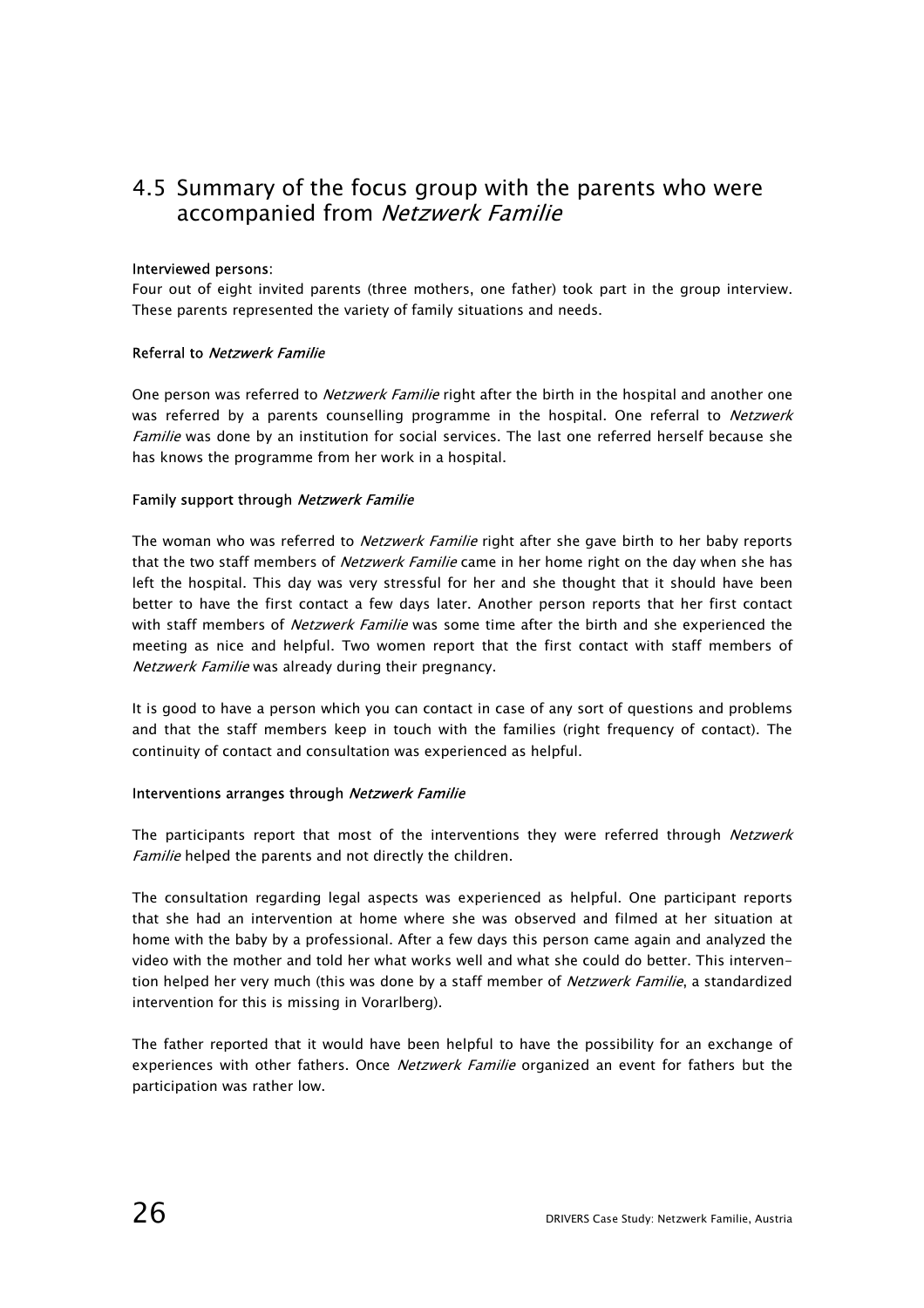## 4.5 Summary of the focus group with the parents who were accompanied from *Netzwerk Familie*

**Interviewed persons**:

Four out of eight invited parents (three mothers, one father) took part in the group interview. These parents represented the variety of family situations and needs.

**Referral to *Netzwerk Familie***

One person was referred to *Netzwerk Familie* right after the birth in the hospital and another one was referred by a parents counselling programme in the hospital. One referral to *Netzwerk Familie* was done by an institution for social services. The last one referred herself because she has knows the programme from her work in a hospital.

**Family support through *Netzwerk Familie***

The woman who was referred to *Netzwerk Familie* right after she gave birth to her baby reports that the two staff members of *Netzwerk Familie* came in her home right on the day when she has left the hospital. This day was very stressful for her and she thought that it should have been better to have the first contact a few days later. Another person reports that her first contact with staff members of *Netzwerk Familie* was some time after the birth and she experienced the meeting as nice and helpful. Two women report that the first contact with staff members of *Netzwerk Familie* was already during their pregnancy.

It is good to have a person which you can contact in case of any sort of questions and problems and that the staff members keep in touch with the families (right frequency of contact). The continuity of contact and consultation was experienced as helpful.

**Interventions arranges through *Netzwerk Familie***

The participants report that most of the interventions they were referred through *Netzwerk Familie* helped the parents and not directly the children.

The consultation regarding legal aspects was experienced as helpful. One participant reports that she had an intervention at home where she was observed and filmed at her situation at home with the baby by a professional. After a few days this person came again and analyzed the video with the mother and told her what works well and what she could do better. This intervention helped her very much (this was done by a staff member of *Netzwerk Familie*, a standardized intervention for this is missing in Vorarlberg).

The father reported that it would have been helpful to have the possibility for an exchange of experiences with other fathers. Once *Netzwerk Familie* organized an event for fathers but the participation was rather low.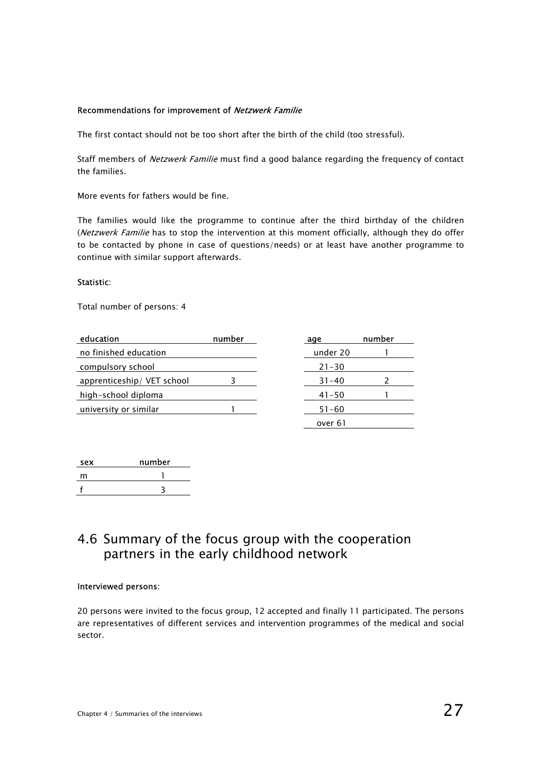**Recommendations for improvement of *Netzwerk Familie***

The first contact should not be too short after the birth of the child (too stressful).

Staff members of *Netzwerk Familie* must find a good balance regarding the frequency of contact the families.

More events for fathers would be fine.

The families would like the programme to continue after the third birthday of the children (*Netzwerk Familie* has to stop the intervention at this moment officially, although they do offer to be contacted by phone in case of questions/needs) or at least have another programme to continue with similar support afterwards.

**Statistic:**

Total number of persons: 4

| education | number |
|---|---|
| no finished education | |
| compulsory school | |
| apprenticeship/ VET school | 3 |
| high-school diploma | |
| university or similar | 1 |

| age | number |
|---|---|
| under 20 | 1 |
| 21-30 | |
| 31-40 | 2 |
| 41-50 | 1 |
| 51-60 | |
| over 61 | |

| sex | number |
|---|---|
| m | 1 |
| f | 3 |

## 4.6 Summary of the focus group with the cooperation partners in the early childhood network

**Interviewed persons:**

20 persons were invited to the focus group, 12 accepted and finally 11 participated. The persons are representatives of different services and intervention programmes of the medical and social sector.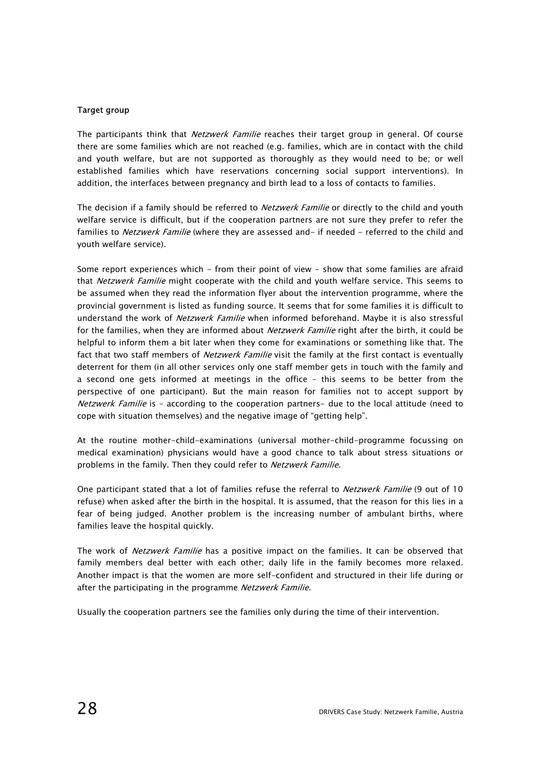**Target group**

The participants think that *Netzwerk Familie* reaches their target group in general. Of course there are some families which are not reached (e.g. families, which are in contact with the child and youth welfare, but are not supported as thoroughly as they would need to be; or well established families which have reservations concerning social support interventions). In addition, the interfaces between pregnancy and birth lead to a loss of contacts to families.

The decision if a family should be referred to *Netzwerk Familie* or directly to the child and youth welfare service is difficult, but if the cooperation partners are not sure they prefer to refer the families to *Netzwerk Familie* (where they are assessed and- if needed - referred to the child and youth welfare service).

Some report experiences which - from their point of view - show that some families are afraid that *Netzwerk Familie* might cooperate with the child and youth welfare service. This seems to be assumed when they read the information flyer about the intervention programme, where the provincial government is listed as funding source. It seems that for some families it is difficult to understand the work of *Netzwerk Familie* when informed beforehand. Maybe it is also stressful for the families, when they are informed about *Netzwerk Familie* right after the birth, it could be helpful to inform them a bit later when they come for examinations or something like that. The fact that two staff members of *Netzwerk Familie* visit the family at the first contact is eventually deterrent for them (in all other services only one staff member gets in touch with the family and a second one gets informed at meetings in the office – this seems to be better from the perspective of one participant). But the main reason for families not to accept support by *Netzwerk Familie* is – according to the cooperation partners- due to the local attitude (need to cope with situation themselves) and the negative image of "getting help".

At the routine mother-child-examinations (universal mother-child-programme focussing on medical examination) physicians would have a good chance to talk about stress situations or problems in the family. Then they could refer to *Netzwerk Familie.*

One participant stated that a lot of families refuse the referral to *Netzwerk Familie* (9 out of 10 refuse) when asked after the birth in the hospital. It is assumed, that the reason for this lies in a fear of being judged. Another problem is the increasing number of ambulant births, where families leave the hospital quickly.

The work of *Netzwerk Familie* has a positive impact on the families. It can be observed that family members deal better with each other; daily life in the family becomes more relaxed. Another impact is that the women are more self-confident and structured in their life during or after the participating in the programme *Netzwerk Familie*.

Usually the cooperation partners see the families only during the time of their intervention.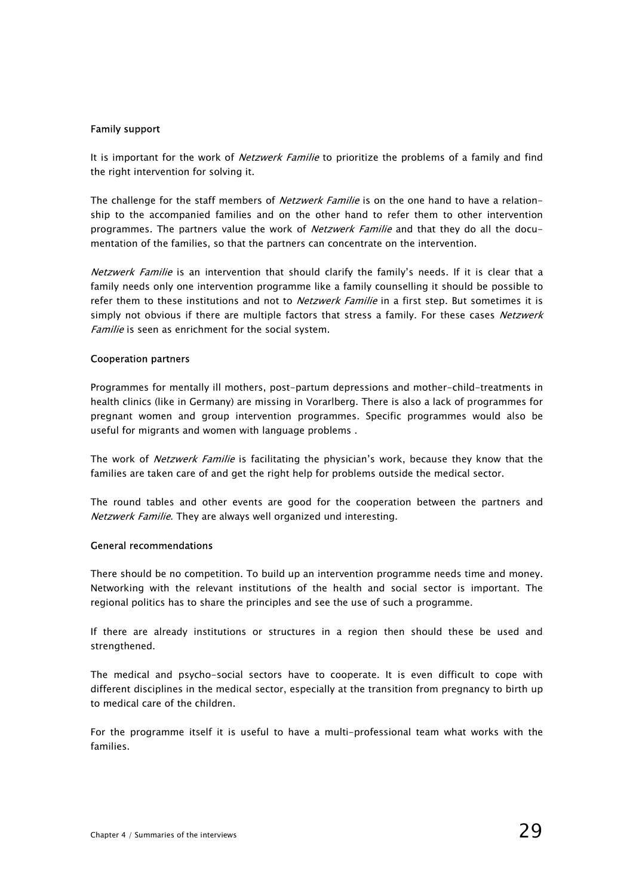**Family support**

It is important for the work of *Netzwerk Familie* to prioritize the problems of a family and find the right intervention for solving it.

The challenge for the staff members of *Netzwerk Familie* is on the one hand to have a relationship to the accompanied families and on the other hand to refer them to other intervention programmes. The partners value the work of *Netzwerk Familie* and that they do all the documentation of the families, so that the partners can concentrate on the intervention.

*Netzwerk Familie* is an intervention that should clarify the family's needs. If it is clear that a family needs only one intervention programme like a family counselling it should be possible to refer them to these institutions and not to *Netzwerk Familie* in a first step. But sometimes it is simply not obvious if there are multiple factors that stress a family. For these cases *Netzwerk Familie* is seen as enrichment for the social system.

**Cooperation partners**

Programmes for mentally ill mothers, post-partum depressions and mother-child-treatments in health clinics (like in Germany) are missing in Vorarlberg. There is also a lack of programmes for pregnant women and group intervention programmes. Specific programmes would also be useful for migrants and women with language problems .

The work of *Netzwerk Familie* is facilitating the physician's work, because they know that the families are taken care of and get the right help for problems outside the medical sector.

The round tables and other events are good for the cooperation between the partners and *Netzwerk Familie*. They are always well organized und interesting.

**General recommendations**

There should be no competition. To build up an intervention programme needs time and money. Networking with the relevant institutions of the health and social sector is important. The regional politics has to share the principles and see the use of such a programme.

If there are already institutions or structures in a region then should these be used and strengthened.

The medical and psycho-social sectors have to cooperate. It is even difficult to cope with different disciplines in the medical sector, especially at the transition from pregnancy to birth up to medical care of the children.

For the programme itself it is useful to have a multi-professional team what works with the families.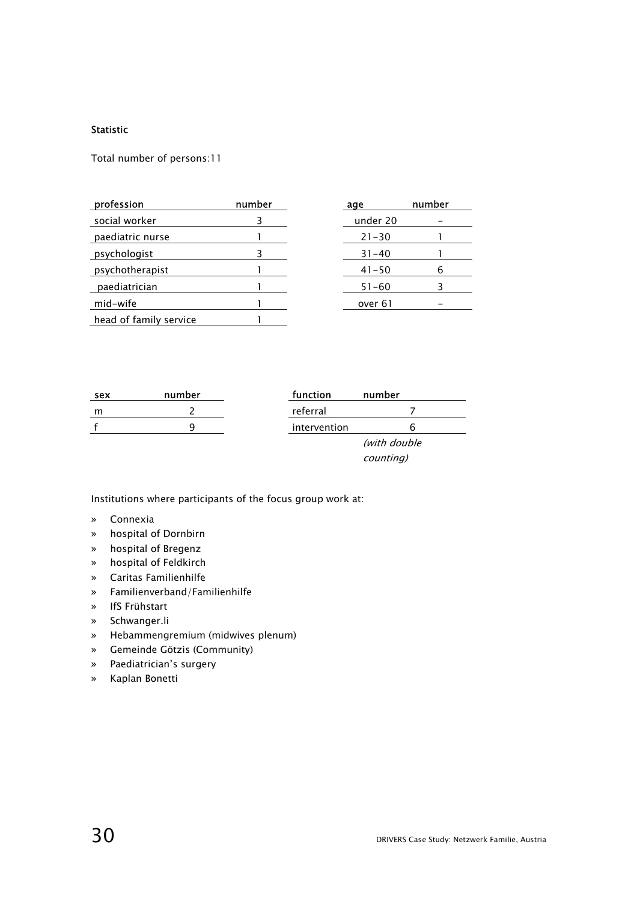**Statistic**

Total number of persons:11

| profession | number |
|---|---|
| social worker | 3 |
| paediatric nurse | 1 |
| psychologist | 3 |
| psychotherapist | 1 |
| paediatrician | 1 |
| mid-wife | 1 |
| head of family service | 1 |

| age | number |
|---|---|
| under 20 | - |
| 21-30 | 1 |
| 31-40 | 1 |
| 41-50 | 6 |
| 51-60 | 3 |
| over 61 | - |

| sex | number |
|---|---|
| m | 2 |
| f | 9 |

| function | number |
|---|---|
| referral | 7 |
| intervention | 6 |

*(with double counting)*

Institutions where participants of the focus group work at:

- Connexia
- hospital of Dornbirn
- hospital of Bregenz
- hospital of Feldkirch
- Caritas Familienhilfe
- Familienverband/Familienhilfe
- IfS Frühstart
- Schwanger.li
- Hebammengremium (midwives plenum)
- Gemeinde Götzis (Community)
- Paediatrician's surgery
- Kaplan Bonetti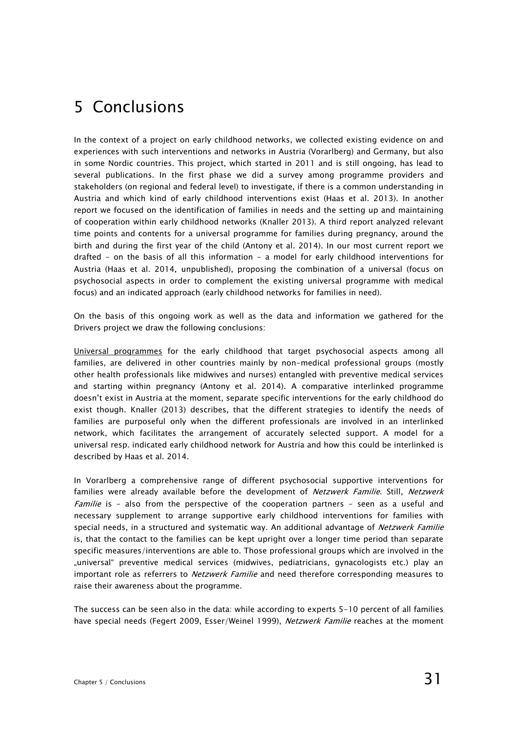# 5 Conclusions

In the context of a project on early childhood networks, we collected existing evidence on and experiences with such interventions and networks in Austria (Vorarlberg) and Germany, but also in some Nordic countries. This project, which started in 2011 and is still ongoing, has lead to several publications. In the first phase we did a survey among programme providers and stakeholders (on regional and federal level) to investigate, if there is a common understanding in Austria and which kind of early childhood interventions exist (Haas et al. 2013). In another report we focused on the identification of families in needs and the setting up and maintaining of cooperation within early childhood networks (Knaller 2013). A third report analyzed relevant time points and contents for a universal programme for families during pregnancy, around the birth and during the first year of the child (Antony et al. 2014). In our most current report we drafted – on the basis of all this information – a model for early childhood interventions for Austria (Haas et al. 2014, unpublished), proposing the combination of a universal (focus on psychosocial aspects in order to complement the existing universal programme with medical focus) and an indicated approach (early childhood networks for families in need).

On the basis of this ongoing work as well as the data and information we gathered for the Drivers project we draw the following conclusions:

<u>Universal programmes</u> for the early childhood that target psychosocial aspects among all families, are delivered in other countries mainly by non-medical professional groups (mostly other health professionals like midwives and nurses) entangled with preventive medical services and starting within pregnancy (Antony et al. 2014). A comparative interlinked programme doesn't exist in Austria at the moment, separate specific interventions for the early childhood do exist though. Knaller (2013) describes, that the different strategies to identify the needs of families are purposeful only when the different professionals are involved in an interlinked network, which facilitates the arrangement of accurately selected support. A model for a universal resp. indicated early childhood network for Austria and how this could be interlinked is described by Haas et al. 2014.

In Vorarlberg a comprehensive range of different psychosocial supportive interventions for families were already available before the development of *Netzwerk Familie*. Still, *Netzwerk Familie* is – also from the perspective of the cooperation partners – seen as a useful and necessary supplement to arrange supportive early childhood interventions for families with special needs, in a structured and systematic way. An additional advantage of *Netzwerk Familie* is, that the contact to the families can be kept upright over a longer time period than separate specific measures/interventions are able to. Those professional groups which are involved in the „universal" preventive medical services (midwives, pediatricians, gynacologists etc.) play an important role as referrers to *Netzwerk Familie* and need therefore corresponding measures to raise their awareness about the programme.

The success can be seen also in the data: while according to experts 5-10 percent of all families have special needs (Fegert 2009, Esser/Weinel 1999), *Netzwerk Familie* reaches at the moment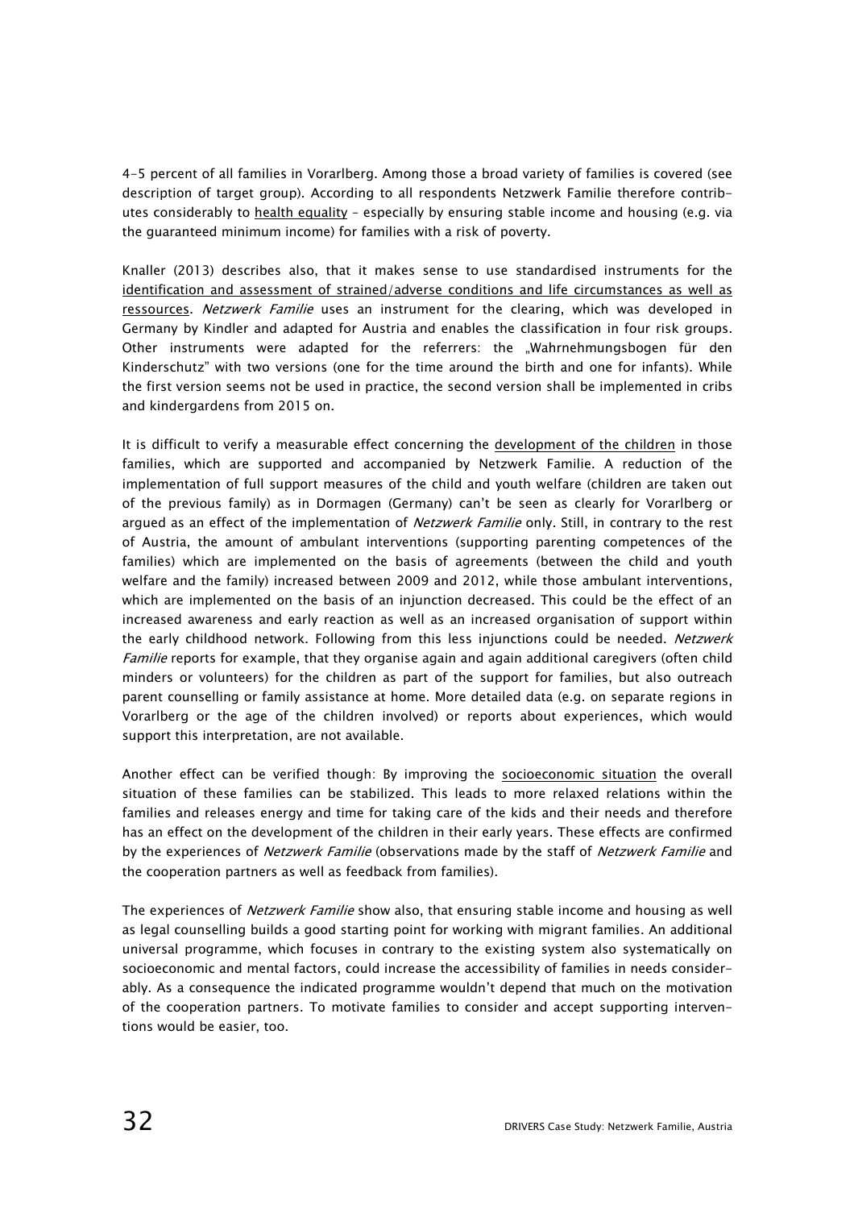4-5 percent of all families in Vorarlberg. Among those a broad variety of families is covered (see description of target group). According to all respondents Netzwerk Familie therefore contributes considerably to health equality – especially by ensuring stable income and housing (e.g. via the guaranteed minimum income) for families with a risk of poverty.

Knaller (2013) describes also, that it makes sense to use standardised instruments for the identification and assessment of strained/adverse conditions and life circumstances as well as ressources. *Netzwerk Familie* uses an instrument for the clearing, which was developed in Germany by Kindler and adapted for Austria and enables the classification in four risk groups. Other instruments were adapted for the referrers: the „Wahrnehmungsbogen für den Kinderschutz" with two versions (one for the time around the birth and one for infants). While the first version seems not be used in practice, the second version shall be implemented in cribs and kindergardens from 2015 on.

It is difficult to verify a measurable effect concerning the development of the children in those families, which are supported and accompanied by Netzwerk Familie. A reduction of the implementation of full support measures of the child and youth welfare (children are taken out of the previous family) as in Dormagen (Germany) can't be seen as clearly for Vorarlberg or argued as an effect of the implementation of *Netzwerk Familie* only. Still, in contrary to the rest of Austria, the amount of ambulant interventions (supporting parenting competences of the families) which are implemented on the basis of agreements (between the child and youth welfare and the family) increased between 2009 and 2012, while those ambulant interventions, which are implemented on the basis of an injunction decreased. This could be the effect of an increased awareness and early reaction as well as an increased organisation of support within the early childhood network. Following from this less injunctions could be needed. *Netzwerk Familie* reports for example, that they organise again and again additional caregivers (often child minders or volunteers) for the children as part of the support for families, but also outreach parent counselling or family assistance at home. More detailed data (e.g. on separate regions in Vorarlberg or the age of the children involved) or reports about experiences, which would support this interpretation, are not available.

Another effect can be verified though: By improving the socioeconomic situation the overall situation of these families can be stabilized. This leads to more relaxed relations within the families and releases energy and time for taking care of the kids and their needs and therefore has an effect on the development of the children in their early years. These effects are confirmed by the experiences of *Netzwerk Familie* (observations made by the staff of *Netzwerk Familie* and the cooperation partners as well as feedback from families).

The experiences of *Netzwerk Familie* show also, that ensuring stable income and housing as well as legal counselling builds a good starting point for working with migrant families. An additional universal programme, which focuses in contrary to the existing system also systematically on socioeconomic and mental factors, could increase the accessibility of families in needs considerably. As a consequence the indicated programme wouldn't depend that much on the motivation of the cooperation partners. To motivate families to consider and accept supporting interventions would be easier, too.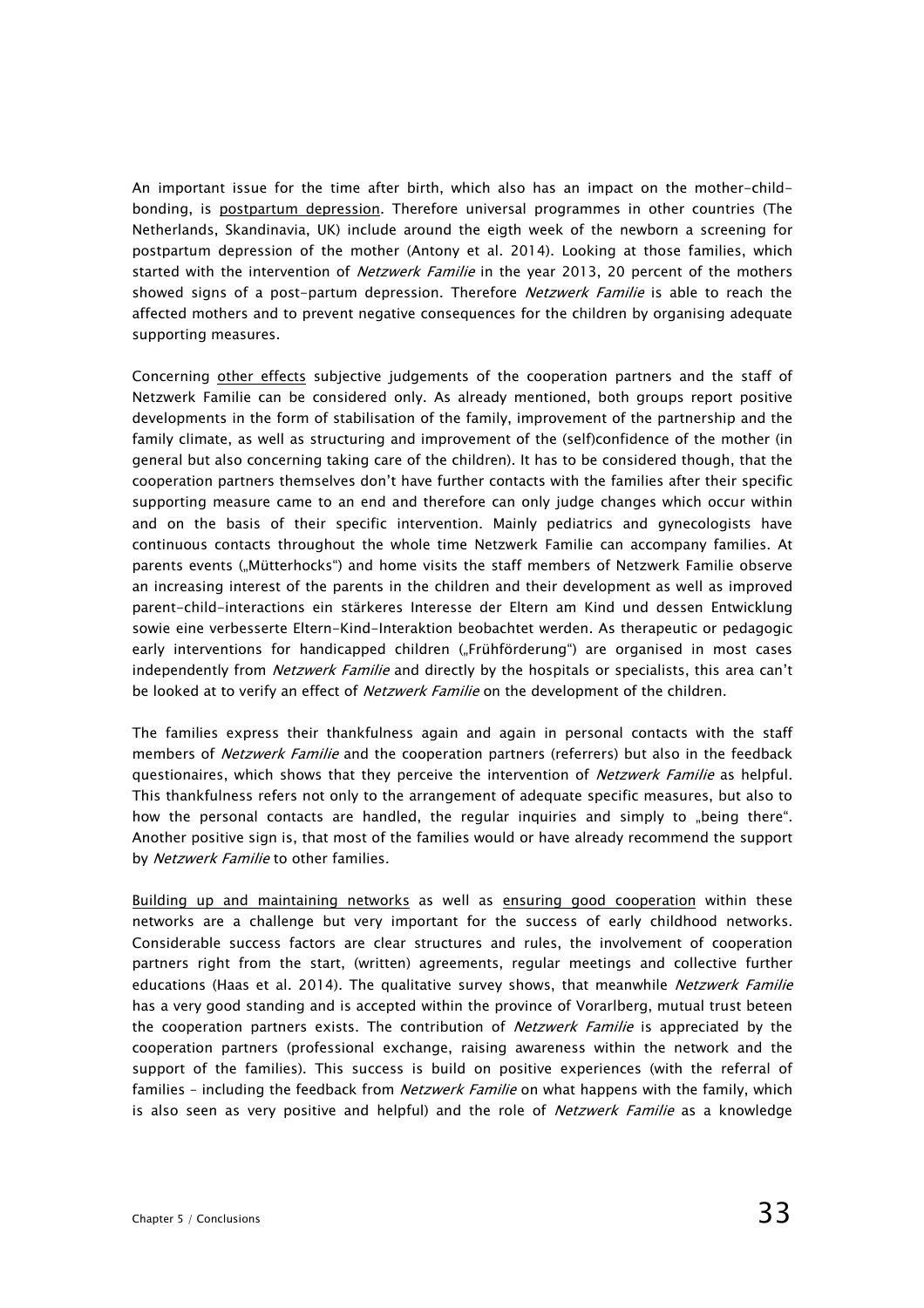An important issue for the time after birth, which also has an impact on the mother-child-bonding, is postpartum depression. Therefore universal programmes in other countries (The Netherlands, Skandinavia, UK) include around the eigth week of the newborn a screening for postpartum depression of the mother (Antony et al. 2014). Looking at those families, which started with the intervention of *Netzwerk Familie* in the year 2013, 20 percent of the mothers showed signs of a post-partum depression. Therefore *Netzwerk Familie* is able to reach the affected mothers and to prevent negative consequences for the children by organising adequate supporting measures.

Concerning other effects subjective judgements of the cooperation partners and the staff of Netzwerk Familie can be considered only. As already mentioned, both groups report positive developments in the form of stabilisation of the family, improvement of the partnership and the family climate, as well as structuring and improvement of the (self)confidence of the mother (in general but also concerning taking care of the children). It has to be considered though, that the cooperation partners themselves don't have further contacts with the families after their specific supporting measure came to an end and therefore can only judge changes which occur within and on the basis of their specific intervention. Mainly pediatrics and gynecologists have continuous contacts throughout the whole time Netzwerk Familie can accompany families. At parents events („Mütterhocks") and home visits the staff members of Netzwerk Familie observe an increasing interest of the parents in the children and their development as well as improved parent-child-interactions ein stärkeres Interesse der Eltern am Kind und dessen Entwicklung sowie eine verbesserte Eltern-Kind-Interaktion beobachtet werden. As therapeutic or pedagogic early interventions for handicapped children („Frühförderung") are organised in most cases independently from *Netzwerk Familie* and directly by the hospitals or specialists, this area can't be looked at to verify an effect of *Netzwerk Familie* on the development of the children.

The families express their thankfulness again and again in personal contacts with the staff members of *Netzwerk Familie* and the cooperation partners (referrers) but also in the feedback questionaires, which shows that they perceive the intervention of *Netzwerk Familie* as helpful. This thankfulness refers not only to the arrangement of adequate specific measures, but also to how the personal contacts are handled, the regular inquiries and simply to „being there". Another positive sign is, that most of the families would or have already recommend the support by *Netzwerk Familie* to other families.

Building up and maintaining networks as well as ensuring good cooperation within these networks are a challenge but very important for the success of early childhood networks. Considerable success factors are clear structures and rules, the involvement of cooperation partners right from the start, (written) agreements, regular meetings and collective further educations (Haas et al. 2014). The qualitative survey shows, that meanwhile *Netzwerk Familie* has a very good standing and is accepted within the province of Vorarlberg, mutual trust beteen the cooperation partners exists. The contribution of *Netzwerk Familie* is appreciated by the cooperation partners (professional exchange, raising awareness within the network and the support of the families). This success is build on positive experiences (with the referral of families – including the feedback from *Netzwerk Familie* on what happens with the family, which is also seen as very positive and helpful) and the role of *Netzwerk Familie* as a knowledge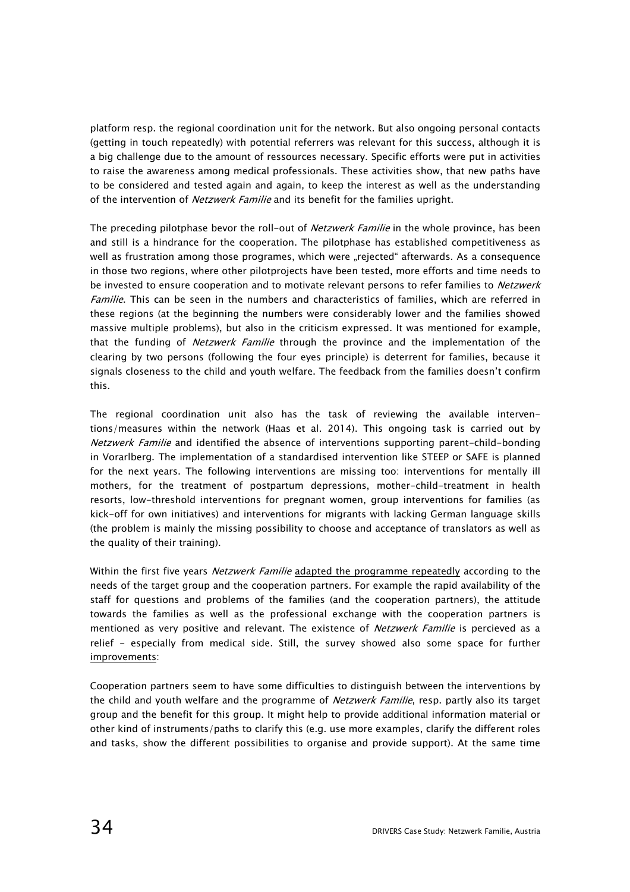platform resp. the regional coordination unit for the network. But also ongoing personal contacts (getting in touch repeatedly) with potential referrers was relevant for this success, although it is a big challenge due to the amount of ressources necessary. Specific efforts were put in activities to raise the awareness among medical professionals. These activities show, that new paths have to be considered and tested again and again, to keep the interest as well as the understanding of the intervention of *Netzwerk Familie* and its benefit for the families upright.

The preceding pilotphase bevor the roll-out of *Netzwerk Familie* in the whole province, has been and still is a hindrance for the cooperation. The pilotphase has established competitiveness as well as frustration among those programes, which were „rejected" afterwards. As a consequence in those two regions, where other pilotprojects have been tested, more efforts and time needs to be invested to ensure cooperation and to motivate relevant persons to refer families to *Netzwerk Familie*. This can be seen in the numbers and characteristics of families, which are referred in these regions (at the beginning the numbers were considerably lower and the families showed massive multiple problems), but also in the criticism expressed. It was mentioned for example, that the funding of *Netzwerk Familie* through the province and the implementation of the clearing by two persons (following the four eyes principle) is deterrent for families, because it signals closeness to the child and youth welfare. The feedback from the families doesn't confirm this.

The regional coordination unit also has the task of reviewing the available interventions/measures within the network (Haas et al. 2014). This ongoing task is carried out by *Netzwerk Familie* and identified the absence of interventions supporting parent-child-bonding in Vorarlberg. The implementation of a standardised intervention like STEEP or SAFE is planned for the next years. The following interventions are missing too: interventions for mentally ill mothers, for the treatment of postpartum depressions, mother-child-treatment in health resorts, low-threshold interventions for pregnant women, group interventions for families (as kick-off for own initiatives) and interventions for migrants with lacking German language skills (the problem is mainly the missing possibility to choose and acceptance of translators as well as the quality of their training).

Within the first five years *Netzwerk Familie* adapted the programme repeatedly according to the needs of the target group and the cooperation partners. For example the rapid availability of the staff for questions and problems of the families (and the cooperation partners), the attitude towards the families as well as the professional exchange with the cooperation partners is mentioned as very positive and relevant. The existence of *Netzwerk Familie* is percieved as a relief - especially from medical side. Still, the survey showed also some space for further improvements:

Cooperation partners seem to have some difficulties to distinguish between the interventions by the child and youth welfare and the programme of *Netzwerk Familie*, resp. partly also its target group and the benefit for this group. It might help to provide additional information material or other kind of instruments/paths to clarify this (e.g. use more examples, clarify the different roles and tasks, show the different possibilities to organise and provide support). At the same time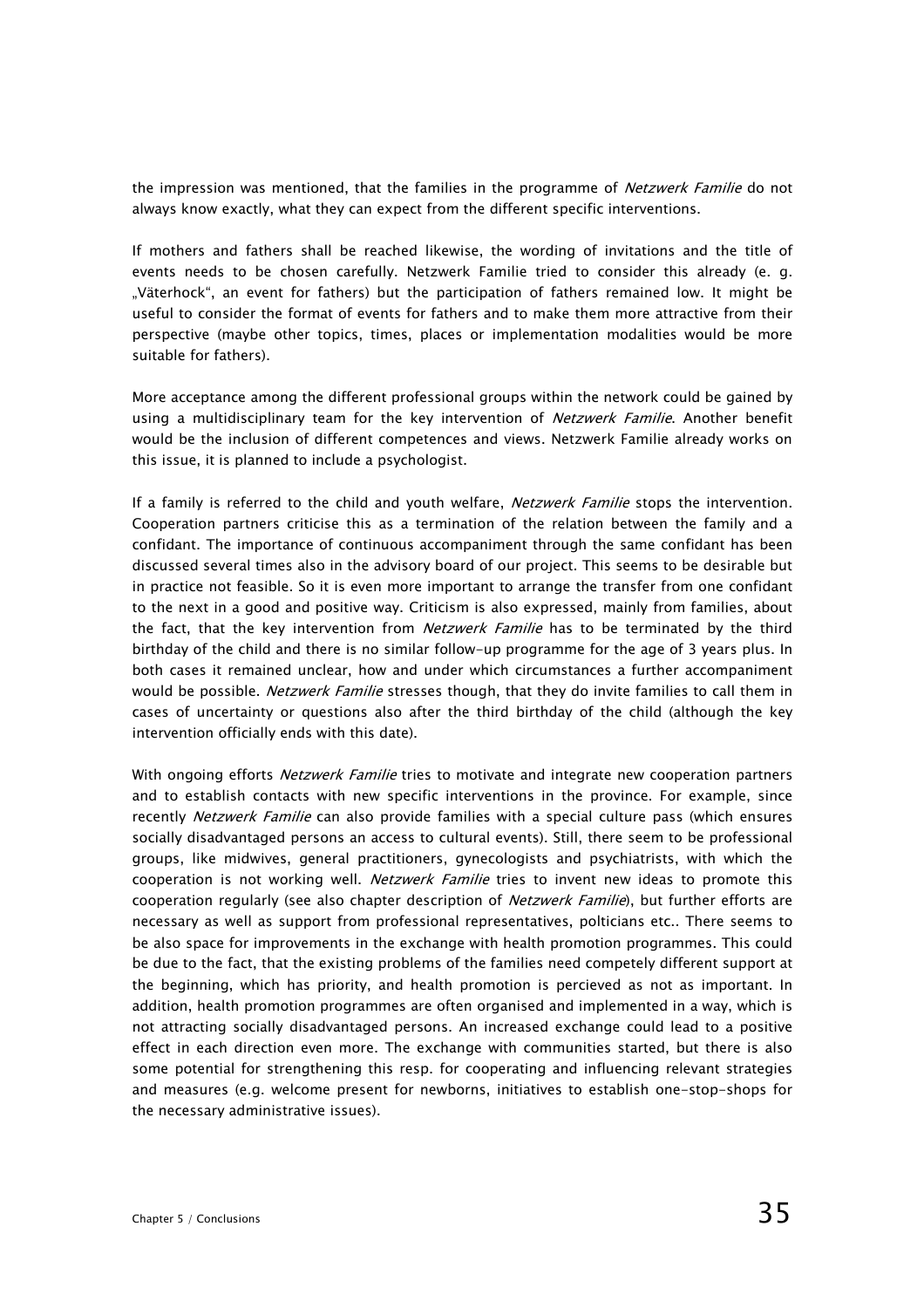the impression was mentioned, that the families in the programme of *Netzwerk Familie* do not always know exactly, what they can expect from the different specific interventions.

If mothers and fathers shall be reached likewise, the wording of invitations and the title of events needs to be chosen carefully. Netzwerk Familie tried to consider this already (e. g. „Väterhock", an event for fathers) but the participation of fathers remained low. It might be useful to consider the format of events for fathers and to make them more attractive from their perspective (maybe other topics, times, places or implementation modalities would be more suitable for fathers).

More acceptance among the different professional groups within the network could be gained by using a multidisciplinary team for the key intervention of *Netzwerk Familie*. Another benefit would be the inclusion of different competences and views. Netzwerk Familie already works on this issue, it is planned to include a psychologist.

If a family is referred to the child and youth welfare, *Netzwerk Familie* stops the intervention. Cooperation partners criticise this as a termination of the relation between the family and a confidant. The importance of continuous accompaniment through the same confidant has been discussed several times also in the advisory board of our project. This seems to be desirable but in practice not feasible. So it is even more important to arrange the transfer from one confidant to the next in a good and positive way. Criticism is also expressed, mainly from families, about the fact, that the key intervention from *Netzwerk Familie* has to be terminated by the third birthday of the child and there is no similar follow-up programme for the age of 3 years plus. In both cases it remained unclear, how and under which circumstances a further accompaniment would be possible. *Netzwerk Familie* stresses though, that they do invite families to call them in cases of uncertainty or questions also after the third birthday of the child (although the key intervention officially ends with this date).

With ongoing efforts *Netzwerk Familie* tries to motivate and integrate new cooperation partners and to establish contacts with new specific interventions in the province. For example, since recently *Netzwerk Familie* can also provide families with a special culture pass (which ensures socially disadvantaged persons an access to cultural events). Still, there seem to be professional groups, like midwives, general practitioners, gynecologists and psychiatrists, with which the cooperation is not working well. *Netzwerk Familie* tries to invent new ideas to promote this cooperation regularly (see also chapter description of *Netzwerk Familie*), but further efforts are necessary as well as support from professional representatives, polticians etc.. There seems to be also space for improvements in the exchange with health promotion programmes. This could be due to the fact, that the existing problems of the families need competely different support at the beginning, which has priority, and health promotion is percieved as not as important. In addition, health promotion programmes are often organised and implemented in a way, which is not attracting socially disadvantaged persons. An increased exchange could lead to a positive effect in each direction even more. The exchange with communities started, but there is also some potential for strengthening this resp. for cooperating and influencing relevant strategies and measures (e.g. welcome present for newborns, initiatives to establish one-stop-shops for the necessary administrative issues).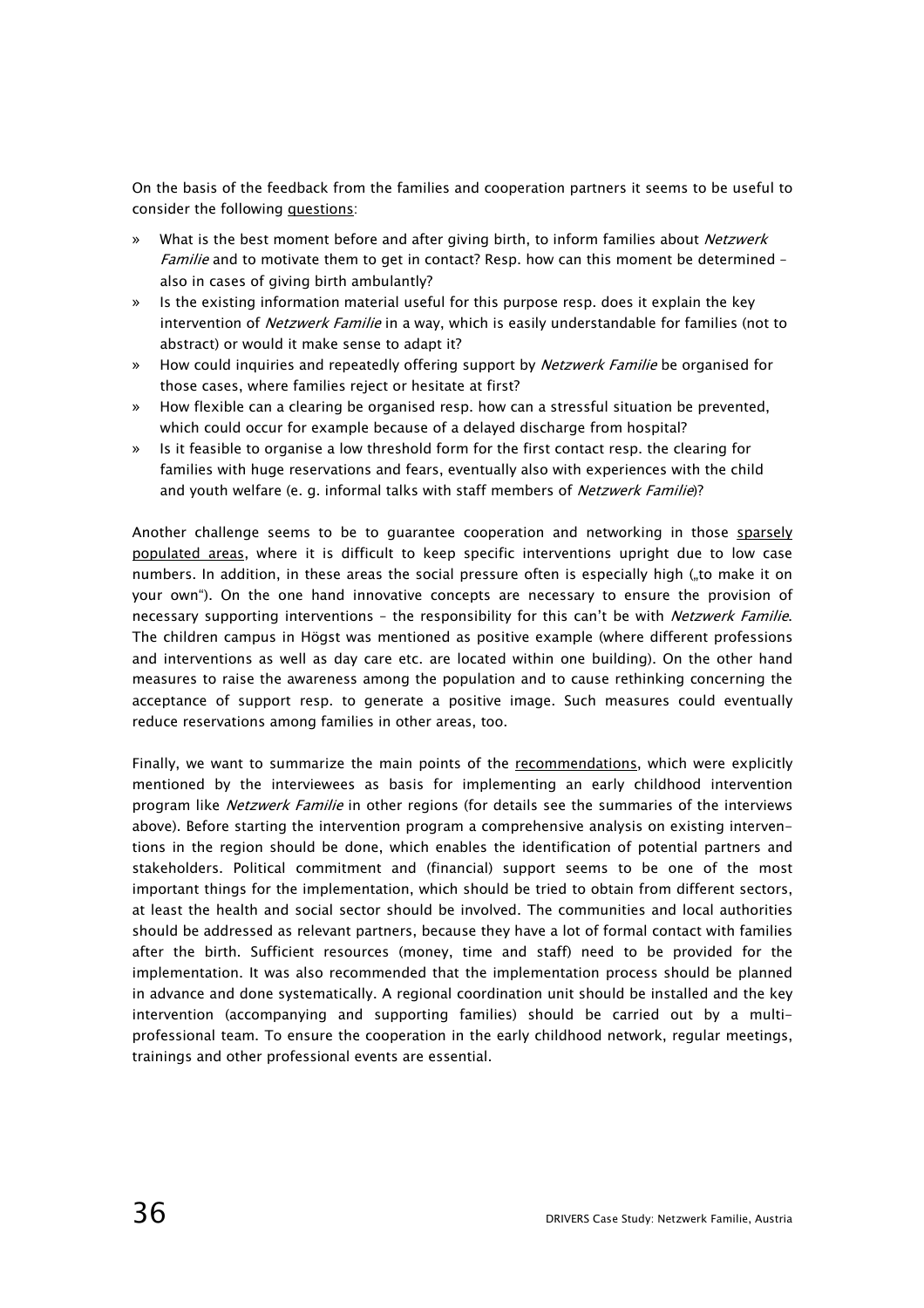On the basis of the feedback from the families and cooperation partners it seems to be useful to consider the following questions:

- What is the best moment before and after giving birth, to inform families about *Netzwerk Familie* and to motivate them to get in contact? Resp. how can this moment be determined – also in cases of giving birth ambulantly?
- Is the existing information material useful for this purpose resp. does it explain the key intervention of *Netzwerk Familie* in a way, which is easily understandable for families (not to abstract) or would it make sense to adapt it?
- How could inquiries and repeatedly offering support by *Netzwerk Familie* be organised for those cases, where families reject or hesitate at first?
- How flexible can a clearing be organised resp. how can a stressful situation be prevented, which could occur for example because of a delayed discharge from hospital?
- Is it feasible to organise a low threshold form for the first contact resp. the clearing for families with huge reservations and fears, eventually also with experiences with the child and youth welfare (e. g. informal talks with staff members of *Netzwerk Familie*)?

Another challenge seems to be to guarantee cooperation and networking in those sparsely populated areas, where it is difficult to keep specific interventions upright due to low case numbers. In addition, in these areas the social pressure often is especially high („to make it on your own"). On the one hand innovative concepts are necessary to ensure the provision of necessary supporting interventions – the responsibility for this can't be with *Netzwerk Familie*. The children campus in Högst was mentioned as positive example (where different professions and interventions as well as day care etc. are located within one building). On the other hand measures to raise the awareness among the population and to cause rethinking concerning the acceptance of support resp. to generate a positive image. Such measures could eventually reduce reservations among families in other areas, too.

Finally, we want to summarize the main points of the recommendations, which were explicitly mentioned by the interviewees as basis for implementing an early childhood intervention program like *Netzwerk Familie* in other regions (for details see the summaries of the interviews above). Before starting the intervention program a comprehensive analysis on existing interventions in the region should be done, which enables the identification of potential partners and stakeholders. Political commitment and (financial) support seems to be one of the most important things for the implementation, which should be tried to obtain from different sectors, at least the health and social sector should be involved. The communities and local authorities should be addressed as relevant partners, because they have a lot of formal contact with families after the birth. Sufficient resources (money, time and staff) need to be provided for the implementation. It was also recommended that the implementation process should be planned in advance and done systematically. A regional coordination unit should be installed and the key intervention (accompanying and supporting families) should be carried out by a multi-professional team. To ensure the cooperation in the early childhood network, regular meetings, trainings and other professional events are essential.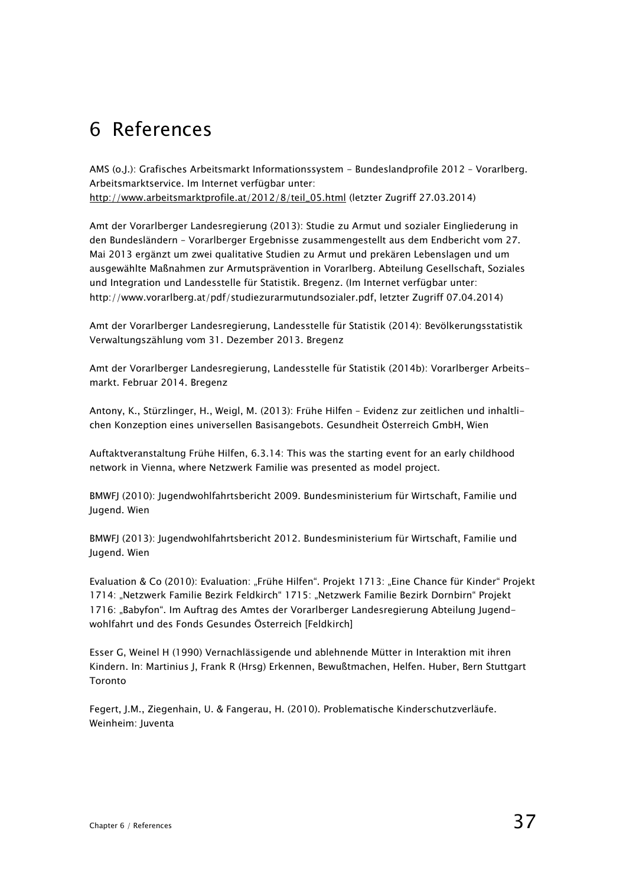# 6 References

AMS (o.J.): Grafisches Arbeitsmarkt Informationssystem - Bundeslandprofile 2012 – Vorarlberg. Arbeitsmarktservice. Im Internet verfügbar unter: http://www.arbeitsmarktprofile.at/2012/8/teil_05.html (letzter Zugriff 27.03.2014)

Amt der Vorarlberger Landesregierung (2013): Studie zu Armut und sozialer Eingliederung in den Bundesländern – Vorarlberger Ergebnisse zusammengestellt aus dem Endbericht vom 27. Mai 2013 ergänzt um zwei qualitative Studien zu Armut und prekären Lebenslagen und um ausgewählte Maßnahmen zur Armutsprävention in Vorarlberg. Abteilung Gesellschaft, Soziales und Integration und Landesstelle für Statistik. Bregenz. (Im Internet verfügbar unter: http://www.vorarlberg.at/pdf/studiezurarmutundsozialer.pdf, letzter Zugriff 07.04.2014)

Amt der Vorarlberger Landesregierung, Landesstelle für Statistik (2014): Bevölkerungsstatistik Verwaltungszählung vom 31. Dezember 2013. Bregenz

Amt der Vorarlberger Landesregierung, Landesstelle für Statistik (2014b): Vorarlberger Arbeits-markt. Februar 2014. Bregenz

Antony, K., Stürzlinger, H., Weigl, M. (2013): Frühe Hilfen – Evidenz zur zeitlichen und inhaltlichen Konzeption eines universellen Basisangebots. Gesundheit Österreich GmbH, Wien

Auftaktveranstaltung Frühe Hilfen, 6.3.14: This was the starting event for an early childhood network in Vienna, where Netzwerk Familie was presented as model project.

BMWFJ (2010): Jugendwohlfahrtsbericht 2009. Bundesministerium für Wirtschaft, Familie und Jugend. Wien

BMWFJ (2013): Jugendwohlfahrtsbericht 2012. Bundesministerium für Wirtschaft, Familie und Jugend. Wien

Evaluation & Co (2010): Evaluation: „Frühe Hilfen". Projekt 1713: „Eine Chance für Kinder" Projekt 1714: „Netzwerk Familie Bezirk Feldkirch" 1715: „Netzwerk Familie Bezirk Dornbirn" Projekt 1716: „Babyfon". Im Auftrag des Amtes der Vorarlberger Landesregierung Abteilung Jugend-wohlfahrt und des Fonds Gesundes Österreich [Feldkirch]

Esser G, Weinel H (1990) Vernachlässigende und ablehnende Mütter in Interaktion mit ihren Kindern. In: Martinius J, Frank R (Hrsg) Erkennen, Bewußtmachen, Helfen. Huber, Bern Stuttgart Toronto

Fegert, J.M., Ziegenhain, U. & Fangerau, H. (2010). Problematische Kinderschutzverläufe. Weinheim: Juventa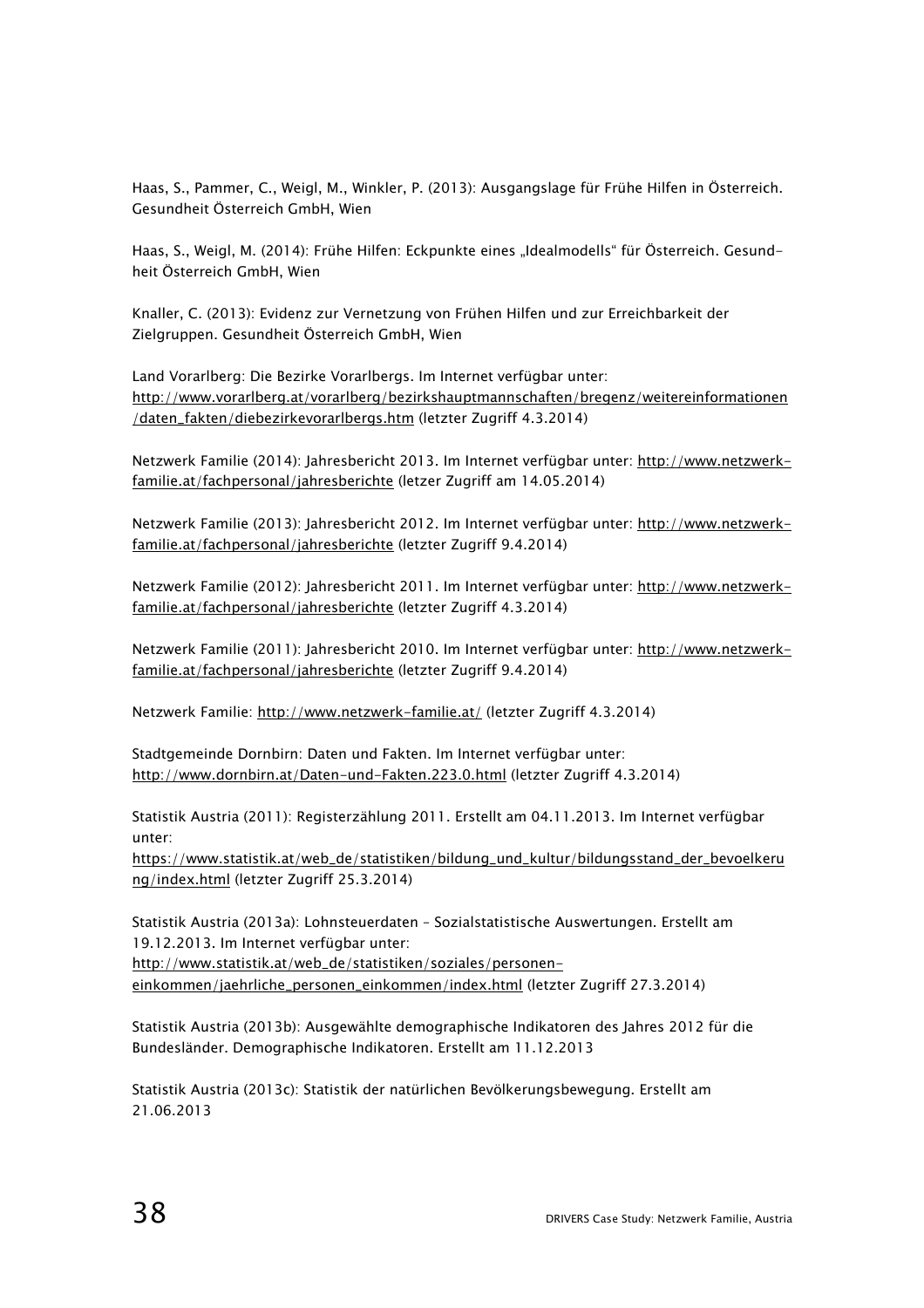Haas, S., Pammer, C., Weigl, M., Winkler, P. (2013): Ausgangslage für Frühe Hilfen in Österreich. Gesundheit Österreich GmbH, Wien

Haas, S., Weigl, M. (2014): Frühe Hilfen: Eckpunkte eines „Idealmodells" für Österreich. Gesundheit Österreich GmbH, Wien

Knaller, C. (2013): Evidenz zur Vernetzung von Frühen Hilfen und zur Erreichbarkeit der Zielgruppen. Gesundheit Österreich GmbH, Wien

Land Vorarlberg: Die Bezirke Vorarlbergs. Im Internet verfügbar unter: http://www.vorarlberg.at/vorarlberg/bezirkshauptmannschaften/bregenz/weitereinformationen/daten_fakten/diebezirkevorarlbergs.htm (letzter Zugriff 4.3.2014)

Netzwerk Familie (2014): Jahresbericht 2013. Im Internet verfügbar unter: http://www.netzwerk-familie.at/fachpersonal/jahresberichte (letzer Zugriff am 14.05.2014)

Netzwerk Familie (2013): Jahresbericht 2012. Im Internet verfügbar unter: http://www.netzwerk-familie.at/fachpersonal/jahresberichte (letzter Zugriff 9.4.2014)

Netzwerk Familie (2012): Jahresbericht 2011. Im Internet verfügbar unter: http://www.netzwerk-familie.at/fachpersonal/jahresberichte (letzter Zugriff 4.3.2014)

Netzwerk Familie (2011): Jahresbericht 2010. Im Internet verfügbar unter: http://www.netzwerk-familie.at/fachpersonal/jahresberichte (letzter Zugriff 9.4.2014)

Netzwerk Familie: http://www.netzwerk-familie.at/ (letzter Zugriff 4.3.2014)

Stadtgemeinde Dornbirn: Daten und Fakten. Im Internet verfügbar unter: http://www.dornbirn.at/Daten-und-Fakten.223.0.html (letzter Zugriff 4.3.2014)

Statistik Austria (2011): Registerzählung 2011. Erstellt am 04.11.2013. Im Internet verfügbar unter: https://www.statistik.at/web_de/statistiken/bildung_und_kultur/bildungsstand_der_bevoelkerung/index.html (letzter Zugriff 25.3.2014)

Statistik Austria (2013a): Lohnsteuerdaten – Sozialstatistische Auswertungen. Erstellt am 19.12.2013. Im Internet verfügbar unter: http://www.statistik.at/web_de/statistiken/soziales/personen-einkommen/jaehrliche_personen_einkommen/index.html (letzter Zugriff 27.3.2014)

Statistik Austria (2013b): Ausgewählte demographische Indikatoren des Jahres 2012 für die Bundesländer. Demographische Indikatoren. Erstellt am 11.12.2013

Statistik Austria (2013c): Statistik der natürlichen Bevölkerungsbewegung. Erstellt am 21.06.2013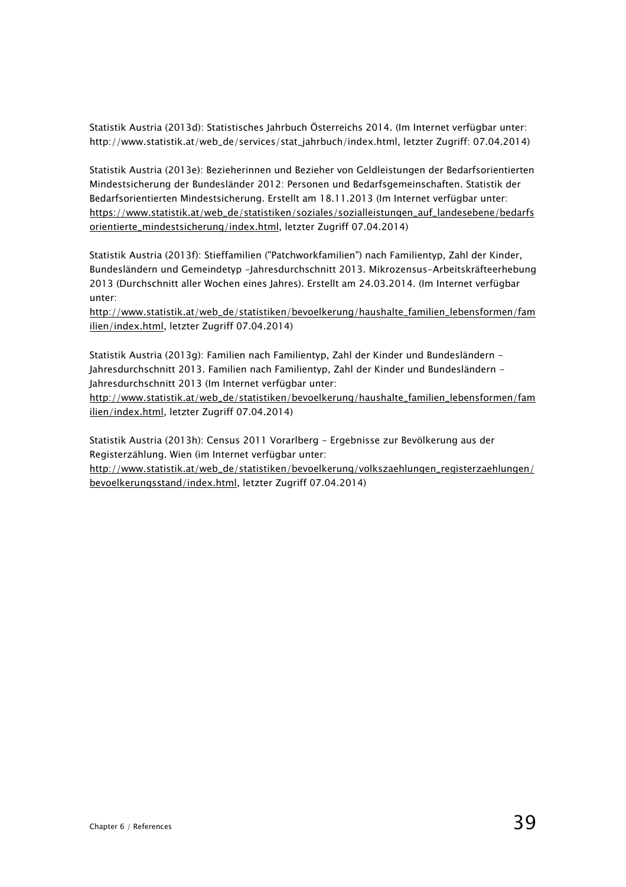Statistik Austria (2013d): Statistisches Jahrbuch Österreichs 2014. (Im Internet verfügbar unter: http://www.statistik.at/web_de/services/stat_jahrbuch/index.html, letzter Zugriff: 07.04.2014)

Statistik Austria (2013e): Bezieherinnen und Bezieher von Geldleistungen der Bedarfsorientierten Mindestsicherung der Bundesländer 2012: Personen und Bedarfsgemeinschaften. Statistik der Bedarfsorientierten Mindestsicherung. Erstellt am 18.11.2013 (Im Internet verfügbar unter: https://www.statistik.at/web_de/statistiken/soziales/sozialleistungen_auf_landesebene/bedarfsorientierte_mindestsicherung/index.html, letzter Zugriff 07.04.2014)

Statistik Austria (2013f): Stieffamilien ("Patchworkfamilien") nach Familientyp, Zahl der Kinder, Bundesländern und Gemeindetyp -Jahresdurchschnitt 2013. Mikrozensus-Arbeitskräfteerhebung 2013 (Durchschnitt aller Wochen eines Jahres). Erstellt am 24.03.2014. (Im Internet verfügbar unter: http://www.statistik.at/web_de/statistiken/bevoelkerung/haushalte_familien_lebensformen/familien/index.html, letzter Zugriff 07.04.2014)

Statistik Austria (2013g): Familien nach Familientyp, Zahl der Kinder und Bundesländern - Jahresdurchschnitt 2013. Familien nach Familientyp, Zahl der Kinder und Bundesländern - Jahresdurchschnitt 2013 (Im Internet verfügbar unter: http://www.statistik.at/web_de/statistiken/bevoelkerung/haushalte_familien_lebensformen/familien/index.html, letzter Zugriff 07.04.2014)

Statistik Austria (2013h): Census 2011 Vorarlberg - Ergebnisse zur Bevölkerung aus der Registerzählung. Wien (im Internet verfügbar unter: http://www.statistik.at/web_de/statistiken/bevoelkerung/volkszaehlungen_registerzaehlungen/bevoelkerungsstand/index.html, letzter Zugriff 07.04.2014)